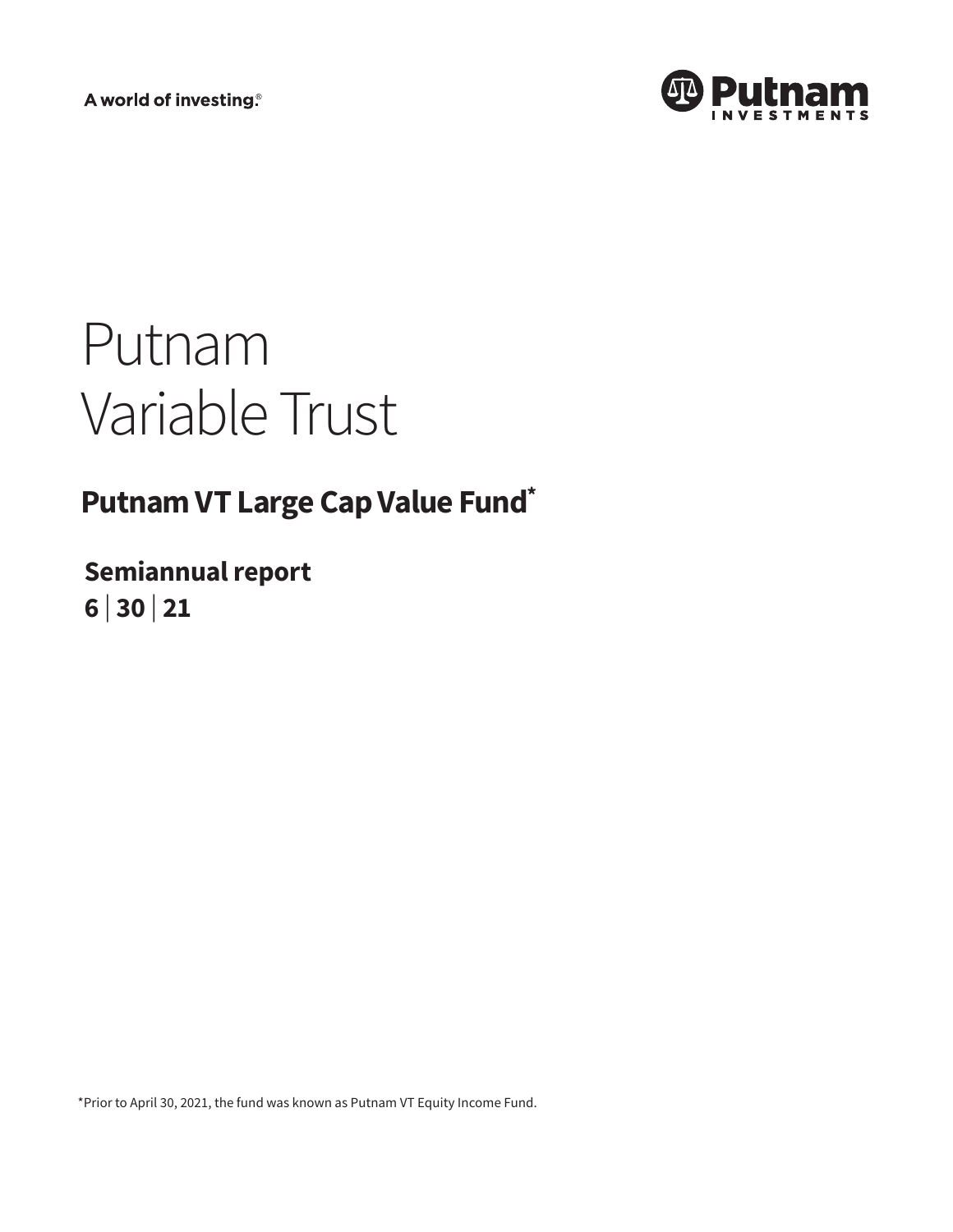A world of investing.®

Putnam Investments

# Putnam Variable Trust

## Putnam VT Large Cap Value Fund*

**Semiannual report**
**6 | 30 | 21**

*Prior to April 30, 2021, the fund was known as Putnam VT Equity Income Fund.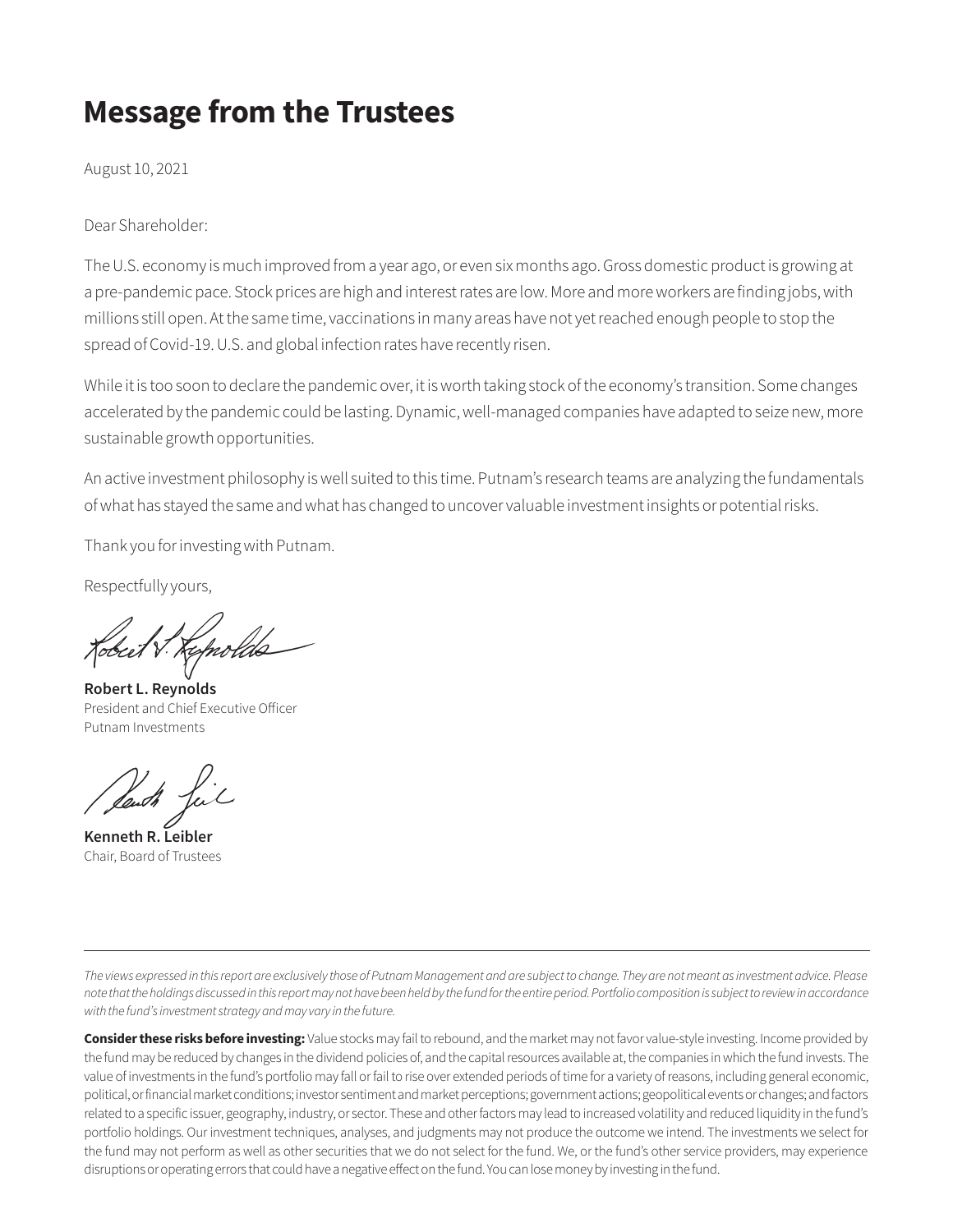# Message from the Trustees

August 10, 2021

Dear Shareholder:

The U.S. economy is much improved from a year ago, or even six months ago. Gross domestic product is growing at a pre-pandemic pace. Stock prices are high and interest rates are low. More and more workers are finding jobs, with millions still open. At the same time, vaccinations in many areas have not yet reached enough people to stop the spread of Covid-19. U.S. and global infection rates have recently risen.

While it is too soon to declare the pandemic over, it is worth taking stock of the economy's transition. Some changes accelerated by the pandemic could be lasting. Dynamic, well-managed companies have adapted to seize new, more sustainable growth opportunities.

An active investment philosophy is well suited to this time. Putnam's research teams are analyzing the fundamentals of what has stayed the same and what has changed to uncover valuable investment insights or potential risks.

Thank you for investing with Putnam.

Respectfully yours,

**Robert L. Reynolds**
President and Chief Executive Officer
Putnam Investments

**Kenneth R. Leibler**
Chair, Board of Trustees

---

*The views expressed in this report are exclusively those of Putnam Management and are subject to change. They are not meant as investment advice. Please note that the holdings discussed in this report may not have been held by the fund for the entire period. Portfolio composition is subject to review in accordance with the fund's investment strategy and may vary in the future.*

**Consider these risks before investing:** Value stocks may fail to rebound, and the market may not favor value-style investing. Income provided by the fund may be reduced by changes in the dividend policies of, and the capital resources available at, the companies in which the fund invests. The value of investments in the fund's portfolio may fall or fail to rise over extended periods of time for a variety of reasons, including general economic, political, or financial market conditions; investor sentiment and market perceptions; government actions; geopolitical events or changes; and factors related to a specific issuer, geography, industry, or sector. These and other factors may lead to increased volatility and reduced liquidity in the fund's portfolio holdings. Our investment techniques, analyses, and judgments may not produce the outcome we intend. The investments we select for the fund may not perform as well as other securities that we do not select for the fund. We, or the fund's other service providers, may experience disruptions or operating errors that could have a negative effect on the fund. You can lose money by investing in the fund.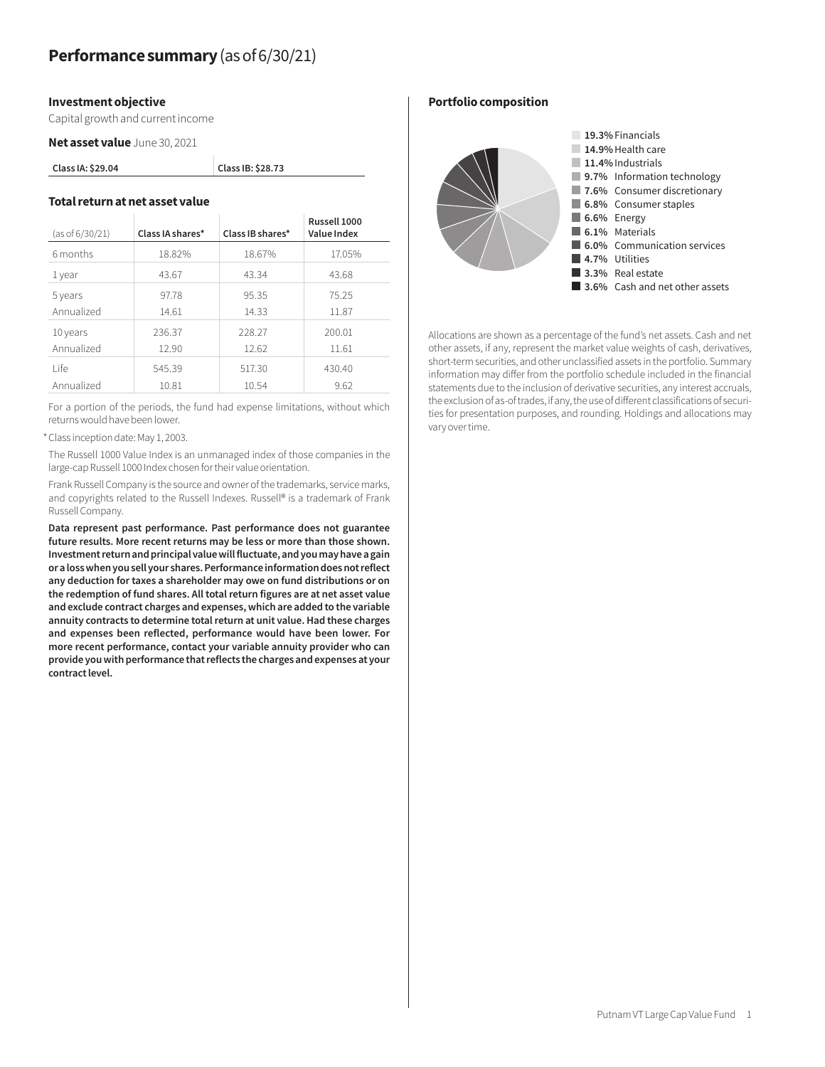# Performance summary (as of 6/30/21)

### Investment objective

Capital growth and current income

**Net asset value** June 30, 2021

| Class IA: $29.04 | Class IB: $28.73 |
|---|---|

### Total return at net asset value

| (as of 6/30/21) | Class IA shares* | Class IB shares* | Russell 1000 Value Index |
|---|---|---|---|
| 6 months | 18.82% | 18.67% | 17.05% |
| 1 year | 43.67 | 43.34 | 43.68 |
| 5 years | 97.78 | 95.35 | 75.25 |
| Annualized | 14.61 | 14.33 | 11.87 |
| 10 years | 236.37 | 228.27 | 200.01 |
| Annualized | 12.90 | 12.62 | 11.61 |
| Life | 545.39 | 517.30 | 430.40 |
| Annualized | 10.81 | 10.54 | 9.62 |

For a portion of the periods, the fund had expense limitations, without which returns would have been lower.

\* Class inception date: May 1, 2003.

The Russell 1000 Value Index is an unmanaged index of those companies in the large-cap Russell 1000 Index chosen for their value orientation.

Frank Russell Company is the source and owner of the trademarks, service marks, and copyrights related to the Russell Indexes. Russell® is a trademark of Frank Russell Company.

**Data represent past performance. Past performance does not guarantee future results. More recent returns may be less or more than those shown. Investment return and principal value will fluctuate, and you may have a gain or a loss when you sell your shares. Performance information does not reflect any deduction for taxes a shareholder may owe on fund distributions or on the redemption of fund shares. All total return figures are at net asset value and exclude contract charges and expenses, which are added to the variable annuity contracts to determine total return at unit value. Had these charges and expenses been reflected, performance would have been lower. For more recent performance, contact your variable annuity provider who can provide you with performance that reflects the charges and expenses at your contract level.**

### Portfolio composition

- **19.3%** Financials
- **14.9%** Health care
- **11.4%** Industrials
- **9.7%** Information technology
- **7.6%** Consumer discretionary
- **6.8%** Consumer staples
- **6.6%** Energy
- **6.1%** Materials
- **6.0%** Communication services
- **4.7%** Utilities
- **3.3%** Real estate
- **3.6%** Cash and net other assets

Allocations are shown as a percentage of the fund's net assets. Cash and net other assets, if any, represent the market value weights of cash, derivatives, short-term securities, and other unclassified assets in the portfolio. Summary information may differ from the portfolio schedule included in the financial statements due to the inclusion of derivative securities, any interest accruals, the exclusion of as-of trades, if any, the use of different classifications of securities for presentation purposes, and rounding. Holdings and allocations may vary over time.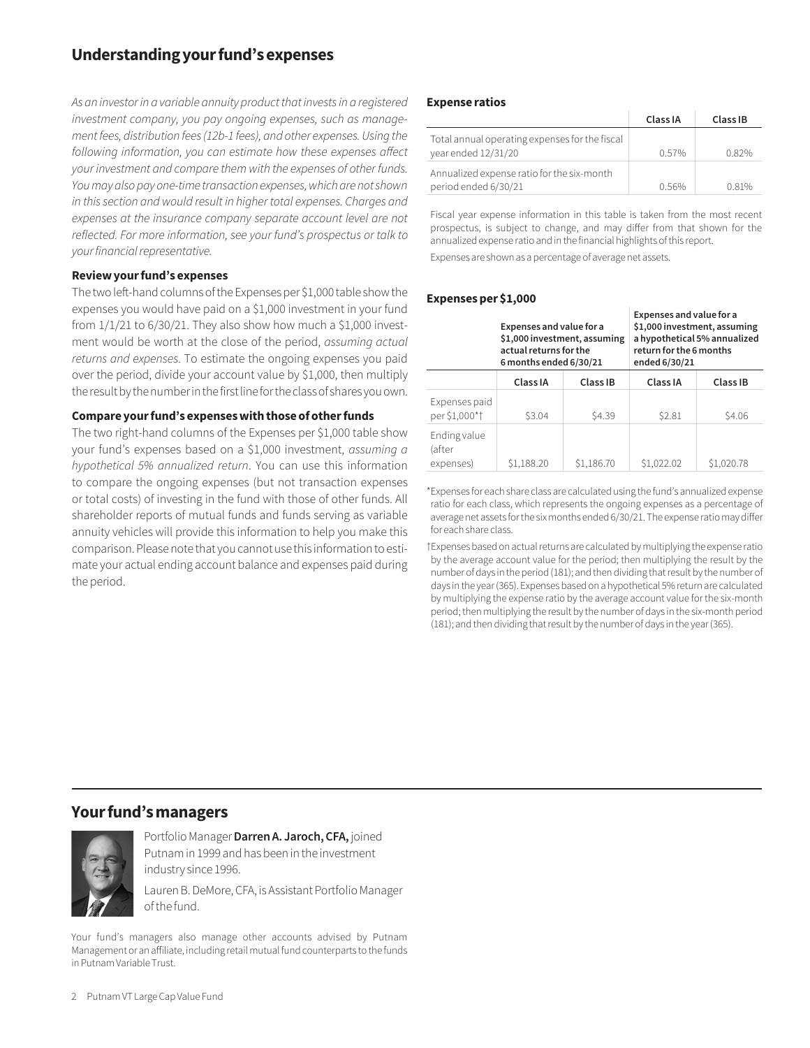## Understanding your fund's expenses

*As an investor in a variable annuity product that invests in a registered investment company, you pay ongoing expenses, such as management fees, distribution fees (12b-1 fees), and other expenses. Using the following information, you can estimate how these expenses affect your investment and compare them with the expenses of other funds. You may also pay one-time transaction expenses, which are not shown in this section and would result in higher total expenses. Charges and expenses at the insurance company separate account level are not reflected. For more information, see your fund's prospectus or talk to your financial representative.*

**Review your fund's expenses**

The two left-hand columns of the Expenses per $1,000 table show the expenses you would have paid on a $1,000 investment in your fund from 1/1/21 to 6/30/21. They also show how much a $1,000 investment would be worth at the close of the period, *assuming actual returns and expenses*. To estimate the ongoing expenses you paid over the period, divide your account value by $1,000, then multiply the result by the number in the first line for the class of shares you own.

**Compare your fund's expenses with those of other funds**

The two right-hand columns of the Expenses per $1,000 table show your fund's expenses based on a $1,000 investment, *assuming a hypothetical 5% annualized return*. You can use this information to compare the ongoing expenses (but not transaction expenses or total costs) of investing in the fund with those of other funds. All shareholder reports of mutual funds and funds serving as variable annuity vehicles will provide this information to help you make this comparison. Please note that you cannot use this information to estimate your actual ending account balance and expenses paid during the period.

**Expense ratios**

| | Class IA | Class IB |
|---|---|---|
| Total annual operating expenses for the fiscal year ended 12/31/20 | 0.57% | 0.82% |
| Annualized expense ratio for the six-month period ended 6/30/21 | 0.56% | 0.81% |

Fiscal year expense information in this table is taken from the most recent prospectus, is subject to change, and may differ from that shown for the annualized expense ratio and in the financial highlights of this report.

Expenses are shown as a percentage of average net assets.

**Expenses per $1,000**

| | Expenses and value for a $1,000 investment, assuming actual returns for the 6 months ended 6/30/21 | | Expenses and value for a $1,000 investment, assuming a hypothetical 5% annualized return for the 6 months ended 6/30/21 | |
|---|---|---|---|---|
| | **Class IA** | **Class IB** | **Class IA** | **Class IB** |
| Expenses paid per $1,000*† | $3.04 | $4.39 | $2.81 | $4.06 |
| Ending value (after expenses) | $1,188.20 | $1,186.70 | $1,022.02 | $1,020.78 |

*Expenses for each share class are calculated using the fund's annualized expense ratio for each class, which represents the ongoing expenses as a percentage of average net assets for the six months ended 6/30/21. The expense ratio may differ for each share class.

†Expenses based on actual returns are calculated by multiplying the expense ratio by the average account value for the period; then multiplying the result by the number of days in the period (181); and then dividing that result by the number of days in the year (365). Expenses based on a hypothetical 5% return are calculated by multiplying the expense ratio by the average account value for the six-month period; then multiplying the result by the number of days in the six-month period (181); and then dividing that result by the number of days in the year (365).

## Your fund's managers

Portfolio Manager **Darren A. Jaroch, CFA,** joined Putnam in 1999 and has been in the investment industry since 1996.

Lauren B. DeMore, CFA, is Assistant Portfolio Manager of the fund.

Your fund's managers also manage other accounts advised by Putnam Management or an affiliate, including retail mutual fund counterparts to the funds in Putnam Variable Trust.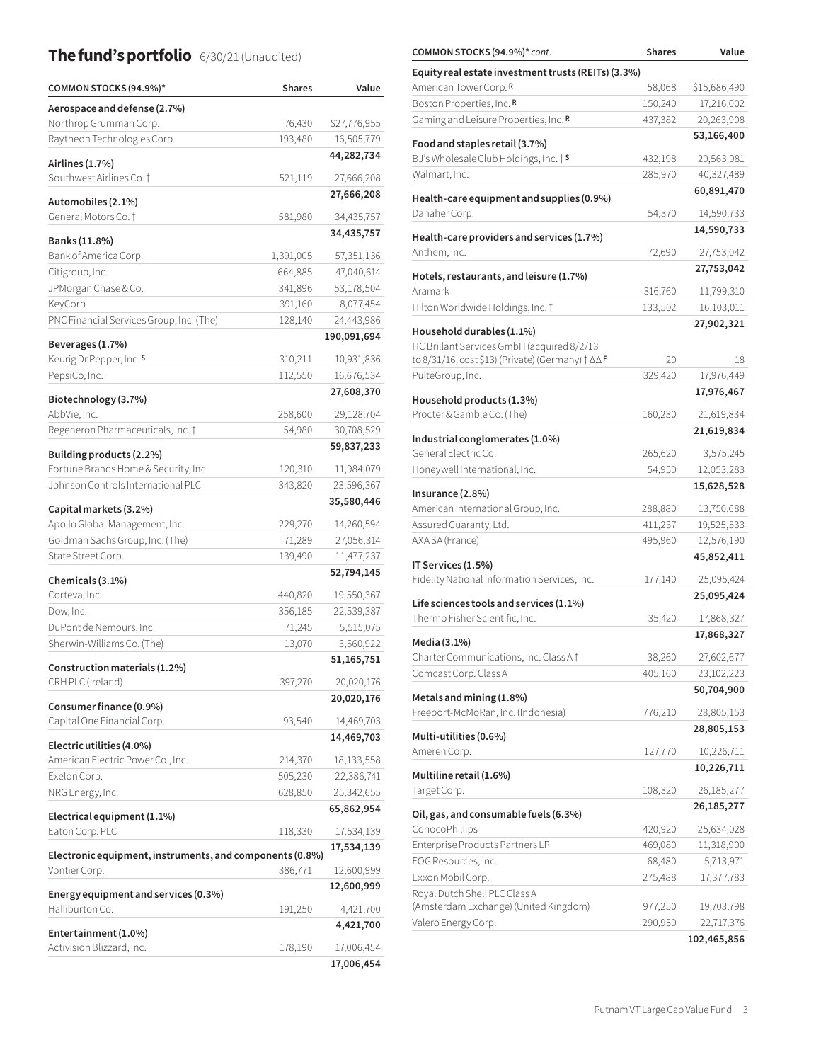## The fund's portfolio 6/30/21 (Unaudited)

| COMMON STOCKS (94.9%)* | Shares | Value |
|---|---|---|
| **Aerospace and defense (2.7%)** | | |
| Northrop Grumman Corp. | 76,430 | $27,776,955 |
| Raytheon Technologies Corp. | 193,480 | 16,505,779 |
| | | **44,282,734** |
| **Airlines (1.7%)** | | |
| Southwest Airlines Co. † | 521,119 | 27,666,208 |
| | | **27,666,208** |
| **Automobiles (2.1%)** | | |
| General Motors Co. † | 581,980 | 34,435,757 |
| | | **34,435,757** |
| **Banks (11.8%)** | | |
| Bank of America Corp. | 1,391,005 | 57,351,136 |
| Citigroup, Inc. | 664,885 | 47,040,614 |
| JPMorgan Chase & Co. | 341,896 | 53,178,504 |
| KeyCorp | 391,160 | 8,077,454 |
| PNC Financial Services Group, Inc. (The) | 128,140 | 24,443,986 |
| | | **190,091,694** |
| **Beverages (1.7%)** | | |
| Keurig Dr Pepper, Inc. S | 310,211 | 10,931,836 |
| PepsiCo, Inc. | 112,550 | 16,676,534 |
| | | **27,608,370** |
| **Biotechnology (3.7%)** | | |
| AbbVie, Inc. | 258,600 | 29,128,704 |
| Regeneron Pharmaceuticals, Inc. † | 54,980 | 30,708,529 |
| | | **59,837,233** |
| **Building products (2.2%)** | | |
| Fortune Brands Home & Security, Inc. | 120,310 | 11,984,079 |
| Johnson Controls International PLC | 343,820 | 23,596,367 |
| | | **35,580,446** |
| **Capital markets (3.2%)** | | |
| Apollo Global Management, Inc. | 229,270 | 14,260,594 |
| Goldman Sachs Group, Inc. (The) | 71,289 | 27,056,314 |
| State Street Corp. | 139,490 | 11,477,237 |
| | | **52,794,145** |
| **Chemicals (3.1%)** | | |
| Corteva, Inc. | 440,820 | 19,550,367 |
| Dow, Inc. | 356,185 | 22,539,387 |
| DuPont de Nemours, Inc. | 71,245 | 5,515,075 |
| Sherwin-Williams Co. (The) | 13,070 | 3,560,922 |
| | | **51,165,751** |
| **Construction materials (1.2%)** | | |
| CRH PLC (Ireland) | 397,270 | 20,020,176 |
| | | **20,020,176** |
| **Consumer finance (0.9%)** | | |
| Capital One Financial Corp. | 93,540 | 14,469,703 |
| | | **14,469,703** |
| **Electric utilities (4.0%)** | | |
| American Electric Power Co., Inc. | 214,370 | 18,133,558 |
| Exelon Corp. | 505,230 | 22,386,741 |
| NRG Energy, Inc. | 628,850 | 25,342,655 |
| | | **65,862,954** |
| **Electrical equipment (1.1%)** | | |
| Eaton Corp. PLC | 118,330 | 17,534,139 |
| | | **17,534,139** |
| **Electronic equipment, instruments, and components (0.8%)** | | |
| Vontier Corp. | 386,771 | 12,600,999 |
| | | **12,600,999** |
| **Energy equipment and services (0.3%)** | | |
| Halliburton Co. | 191,250 | 4,421,700 |
| | | **4,421,700** |
| **Entertainment (1.0%)** | | |
| Activision Blizzard, Inc. | 178,190 | 17,006,454 |
| | | **17,006,454** |

| COMMON STOCKS (94.9%)* *cont.* | Shares | Value |
|---|---|---|
| **Equity real estate investment trusts (REITs) (3.3%)** | | |
| American Tower Corp. R | 58,068 | $15,686,490 |
| Boston Properties, Inc. R | 150,240 | 17,216,002 |
| Gaming and Leisure Properties, Inc. R | 437,382 | 20,263,908 |
| | | **53,166,400** |
| **Food and staples retail (3.7%)** | | |
| BJ's Wholesale Club Holdings, Inc. † S | 432,198 | 20,563,981 |
| Walmart, Inc. | 285,970 | 40,327,489 |
| | | **60,891,470** |
| **Health-care equipment and supplies (0.9%)** | | |
| Danaher Corp. | 54,370 | 14,590,733 |
| | | **14,590,733** |
| **Health-care providers and services (1.7%)** | | |
| Anthem, Inc. | 72,690 | 27,753,042 |
| | | **27,753,042** |
| **Hotels, restaurants, and leisure (1.7%)** | | |
| Aramark | 316,760 | 11,799,310 |
| Hilton Worldwide Holdings, Inc. † | 133,502 | 16,103,011 |
| | | **27,902,321** |
| **Household durables (1.1%)** | | |
| HC Brillant Services GmbH (acquired 8/2/13 to 8/31/16, cost $13) (Private) (Germany) † ΔΔ F | 20 | 18 |
| PulteGroup, Inc. | 329,420 | 17,976,449 |
| | | **17,976,467** |
| **Household products (1.3%)** | | |
| Procter & Gamble Co. (The) | 160,230 | 21,619,834 |
| | | **21,619,834** |
| **Industrial conglomerates (1.0%)** | | |
| General Electric Co. | 265,620 | 3,575,245 |
| Honeywell International, Inc. | 54,950 | 12,053,283 |
| | | **15,628,528** |
| **Insurance (2.8%)** | | |
| American International Group, Inc. | 288,880 | 13,750,688 |
| Assured Guaranty, Ltd. | 411,237 | 19,525,533 |
| AXA SA (France) | 495,960 | 12,576,190 |
| | | **45,852,411** |
| **IT Services (1.5%)** | | |
| Fidelity National Information Services, Inc. | 177,140 | 25,095,424 |
| | | **25,095,424** |
| **Life sciences tools and services (1.1%)** | | |
| Thermo Fisher Scientific, Inc. | 35,420 | 17,868,327 |
| | | **17,868,327** |
| **Media (3.1%)** | | |
| Charter Communications, Inc. Class A † | 38,260 | 27,602,677 |
| Comcast Corp. Class A | 405,160 | 23,102,223 |
| | | **50,704,900** |
| **Metals and mining (1.8%)** | | |
| Freeport-McMoRan, Inc. (Indonesia) | 776,210 | 28,805,153 |
| | | **28,805,153** |
| **Multi-utilities (0.6%)** | | |
| Ameren Corp. | 127,770 | 10,226,711 |
| | | **10,226,711** |
| **Multiline retail (1.6%)** | | |
| Target Corp. | 108,320 | 26,185,277 |
| | | **26,185,277** |
| **Oil, gas, and consumable fuels (6.3%)** | | |
| ConocoPhillips | 420,920 | 25,634,028 |
| Enterprise Products Partners LP | 469,080 | 11,318,900 |
| EOG Resources, Inc. | 68,480 | 5,713,971 |
| Exxon Mobil Corp. | 275,488 | 17,377,783 |
| Royal Dutch Shell PLC Class A (Amsterdam Exchange) (United Kingdom) | 977,250 | 19,703,798 |
| Valero Energy Corp. | 290,950 | 22,717,376 |
| | | **102,465,856** |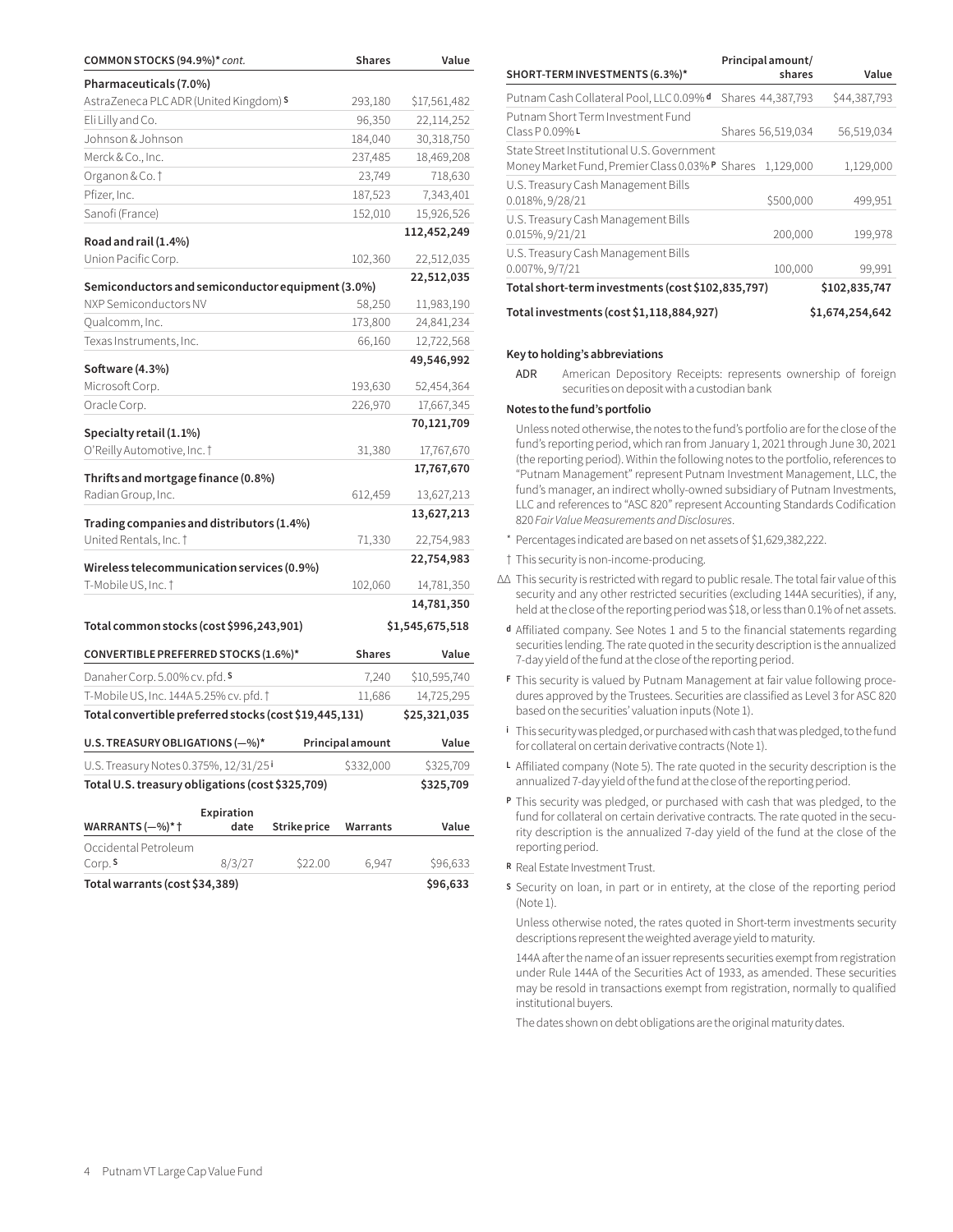| COMMON STOCKS (94.9%)* *cont.* | Shares | Value |
|---|---|---|
| **Pharmaceuticals (7.0%)** | | |
| AstraZeneca PLC ADR (United Kingdom) S | 293,180 | $17,561,482 |
| Eli Lilly and Co. | 96,350 | 22,114,252 |
| Johnson & Johnson | 184,040 | 30,318,750 |
| Merck & Co., Inc. | 237,485 | 18,469,208 |
| Organon & Co. † | 23,749 | 718,630 |
| Pfizer, Inc. | 187,523 | 7,343,401 |
| Sanofi (France) | 152,010 | 15,926,526 |
| | | **112,452,249** |
| **Road and rail (1.4%)** | | |
| Union Pacific Corp. | 102,360 | 22,512,035 |
| | | **22,512,035** |
| **Semiconductors and semiconductor equipment (3.0%)** | | |
| NXP Semiconductors NV | 58,250 | 11,983,190 |
| Qualcomm, Inc. | 173,800 | 24,841,234 |
| Texas Instruments, Inc. | 66,160 | 12,722,568 |
| | | **49,546,992** |
| **Software (4.3%)** | | |
| Microsoft Corp. | 193,630 | 52,454,364 |
| Oracle Corp. | 226,970 | 17,667,345 |
| | | **70,121,709** |
| **Specialty retail (1.1%)** | | |
| O'Reilly Automotive, Inc. † | 31,380 | 17,767,670 |
| | | **17,767,670** |
| **Thrifts and mortgage finance (0.8%)** | | |
| Radian Group, Inc. | 612,459 | 13,627,213 |
| | | **13,627,213** |
| **Trading companies and distributors (1.4%)** | | |
| United Rentals, Inc. † | 71,330 | 22,754,983 |
| | | **22,754,983** |
| **Wireless telecommunication services (0.9%)** | | |
| T-Mobile US, Inc. † | 102,060 | 14,781,350 |
| | | **14,781,350** |
| **Total common stocks (cost $996,243,901)** | | **$1,545,675,518** |

| CONVERTIBLE PREFERRED STOCKS (1.6%)* | Shares | Value |
|---|---|---|
| Danaher Corp. 5.00% cv. pfd. S | 7,240 | $10,595,740 |
| T-Mobile US, Inc. 144A 5.25% cv. pfd. † | 11,686 | 14,725,295 |
| **Total convertible preferred stocks (cost $19,445,131)** | | **$25,321,035** |

| U.S. TREASURY OBLIGATIONS (—%)* | Principal amount | Value |
|---|---|---|
| U.S. Treasury Notes 0.375%, 12/31/25 i | $332,000 | $325,709 |
| **Total U.S. treasury obligations (cost $325,709)** | | **$325,709** |

| WARRANTS (—%)* † | Expiration date | Strike price | Warrants | Value |
|---|---|---|---|---|
| Occidental Petroleum Corp. S | 8/3/27 | $22.00 | 6,947 | $96,633 |
| **Total warrants (cost $34,389)** | | | | **$96,633** |

| SHORT-TERM INVESTMENTS (6.3%)* | Principal amount/ shares | Value |
|---|---|---|
| Putnam Cash Collateral Pool, LLC 0.09% d | Shares 44,387,793 | $44,387,793 |
| Putnam Short Term Investment Fund Class P 0.09% L | Shares 56,519,034 | 56,519,034 |
| State Street Institutional U.S. Government Money Market Fund, Premier Class 0.03% P | Shares 1,129,000 | 1,129,000 |
| U.S. Treasury Cash Management Bills 0.018%, 9/28/21 | $500,000 | 499,951 |
| U.S. Treasury Cash Management Bills 0.015%, 9/21/21 | 200,000 | 199,978 |
| U.S. Treasury Cash Management Bills 0.007%, 9/7/21 | 100,000 | 99,991 |
| **Total short-term investments (cost $102,835,797)** | | **$102,835,747** |
| **Total investments (cost $1,118,884,927)** | | **$1,674,254,642** |

**Key to holding's abbreviations**

ADR American Depository Receipts: represents ownership of foreign securities on deposit with a custodian bank

**Notes to the fund's portfolio**

Unless noted otherwise, the notes to the fund's portfolio are for the close of the fund's reporting period, which ran from January 1, 2021 through June 30, 2021 (the reporting period). Within the following notes to the portfolio, references to "Putnam Management" represent Putnam Investment Management, LLC, the fund's manager, an indirect wholly-owned subsidiary of Putnam Investments, LLC and references to "ASC 820" represent Accounting Standards Codification 820 *Fair Value Measurements and Disclosures*.

\* Percentages indicated are based on net assets of $1,629,382,222.

† This security is non-income-producing.

ΔΔ This security is restricted with regard to public resale. The total fair value of this security and any other restricted securities (excluding 144A securities), if any, held at the close of the reporting period was $18, or less than 0.1% of net assets.

d Affiliated company. See Notes 1 and 5 to the financial statements regarding securities lending. The rate quoted in the security description is the annualized 7-day yield of the fund at the close of the reporting period.

F This security is valued by Putnam Management at fair value following procedures approved by the Trustees. Securities are classified as Level 3 for ASC 820 based on the securities' valuation inputs (Note 1).

i This security was pledged, or purchased with cash that was pledged, to the fund for collateral on certain derivative contracts (Note 1).

L Affiliated company (Note 5). The rate quoted in the security description is the annualized 7-day yield of the fund at the close of the reporting period.

P This security was pledged, or purchased with cash that was pledged, to the fund for collateral on certain derivative contracts. The rate quoted in the security description is the annualized 7-day yield of the fund at the close of the reporting period.

R Real Estate Investment Trust.

S Security on loan, in part or in entirety, at the close of the reporting period (Note 1).

Unless otherwise noted, the rates quoted in Short-term investments security descriptions represent the weighted average yield to maturity.

144A after the name of an issuer represents securities exempt from registration under Rule 144A of the Securities Act of 1933, as amended. These securities may be resold in transactions exempt from registration, normally to qualified institutional buyers.

The dates shown on debt obligations are the original maturity dates.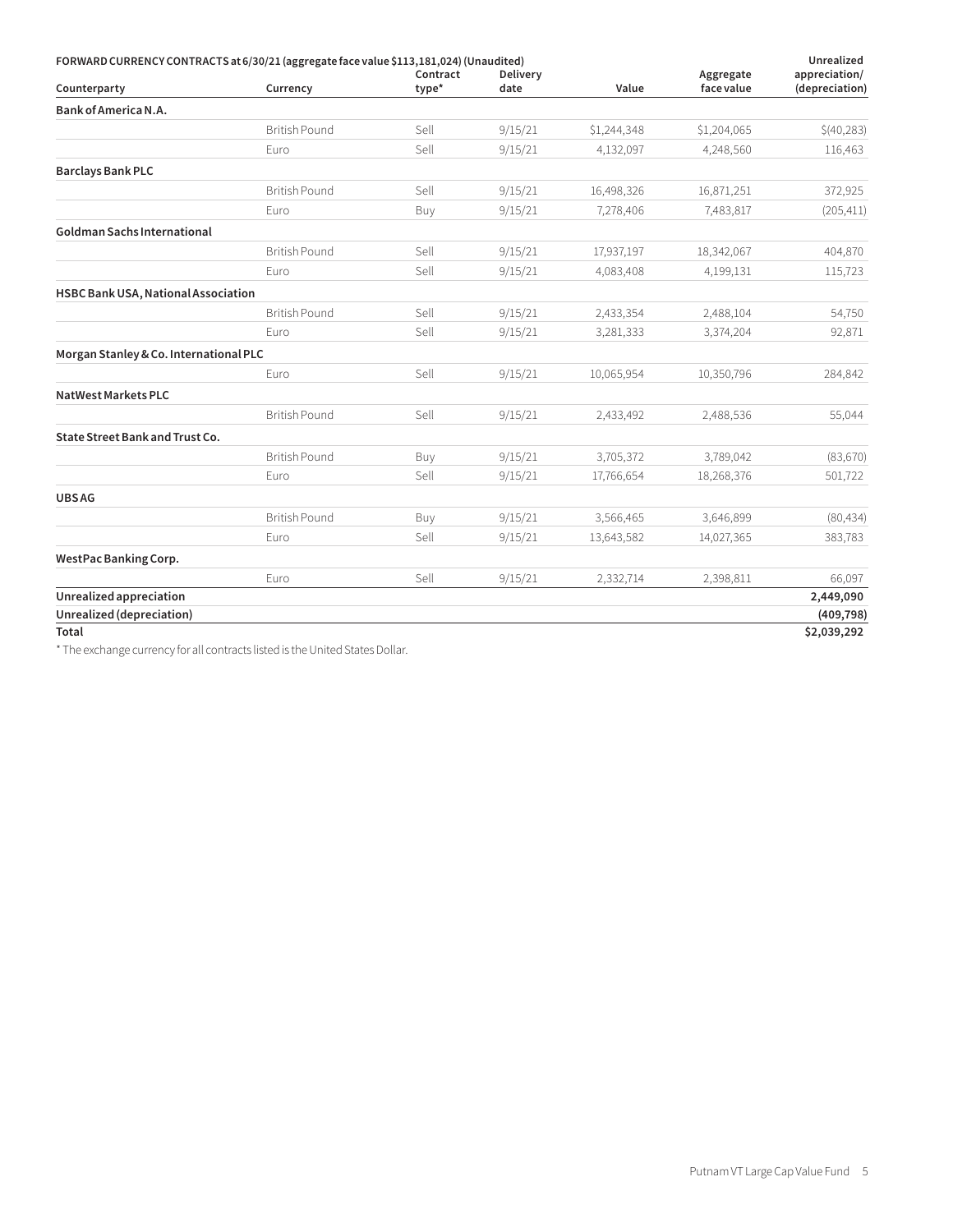**FORWARD CURRENCY CONTRACTS at 6/30/21 (aggregate face value $113,181,024) (Unaudited)**

| Counterparty | Currency | Contract type* | Delivery date | Value | Aggregate face value | Unrealized appreciation/ (depreciation) |
|---|---|---|---|---|---|---|
| **Bank of America N.A.** | | | | | | |
| | British Pound | Sell | 9/15/21 | $1,244,348 | $1,204,065 | $(40,283) |
| | Euro | Sell | 9/15/21 | 4,132,097 | 4,248,560 | 116,463 |
| **Barclays Bank PLC** | | | | | | |
| | British Pound | Sell | 9/15/21 | 16,498,326 | 16,871,251 | 372,925 |
| | Euro | Buy | 9/15/21 | 7,278,406 | 7,483,817 | (205,411) |
| **Goldman Sachs International** | | | | | | |
| | British Pound | Sell | 9/15/21 | 17,937,197 | 18,342,067 | 404,870 |
| | Euro | Sell | 9/15/21 | 4,083,408 | 4,199,131 | 115,723 |
| **HSBC Bank USA, National Association** | | | | | | |
| | British Pound | Sell | 9/15/21 | 2,433,354 | 2,488,104 | 54,750 |
| | Euro | Sell | 9/15/21 | 3,281,333 | 3,374,204 | 92,871 |
| **Morgan Stanley & Co. International PLC** | | | | | | |
| | Euro | Sell | 9/15/21 | 10,065,954 | 10,350,796 | 284,842 |
| **NatWest Markets PLC** | | | | | | |
| | British Pound | Sell | 9/15/21 | 2,433,492 | 2,488,536 | 55,044 |
| **State Street Bank and Trust Co.** | | | | | | |
| | British Pound | Buy | 9/15/21 | 3,705,372 | 3,789,042 | (83,670) |
| | Euro | Sell | 9/15/21 | 17,766,654 | 18,268,376 | 501,722 |
| **UBS AG** | | | | | | |
| | British Pound | Buy | 9/15/21 | 3,566,465 | 3,646,899 | (80,434) |
| | Euro | Sell | 9/15/21 | 13,643,582 | 14,027,365 | 383,783 |
| **WestPac Banking Corp.** | | | | | | |
| | Euro | Sell | 9/15/21 | 2,332,714 | 2,398,811 | 66,097 |
| **Unrealized appreciation** | | | | | | **2,449,090** |
| **Unrealized (depreciation)** | | | | | | **(409,798)** |
| **Total** | | | | | | **$2,039,292** |

* The exchange currency for all contracts listed is the United States Dollar.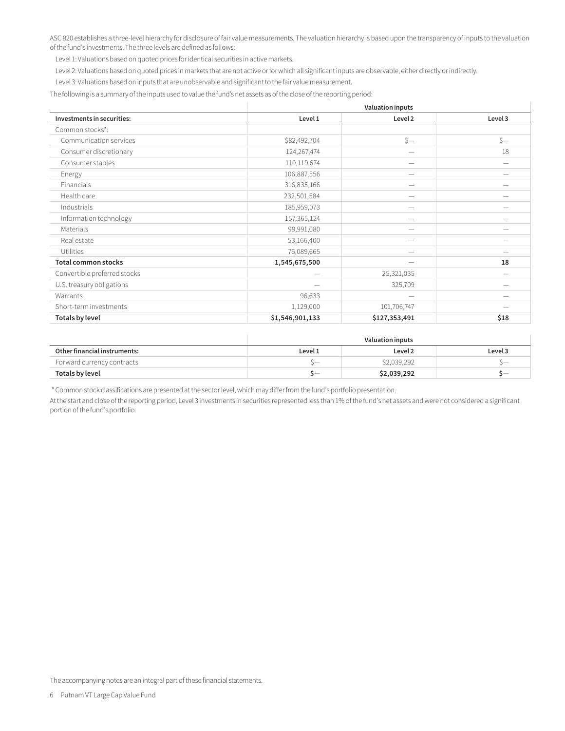ASC 820 establishes a three-level hierarchy for disclosure of fair value measurements. The valuation hierarchy is based upon the transparency of inputs to the valuation of the fund's investments. The three levels are defined as follows:

Level 1: Valuations based on quoted prices for identical securities in active markets.

Level 2: Valuations based on quoted prices in markets that are not active or for which all significant inputs are observable, either directly or indirectly.

Level 3: Valuations based on inputs that are unobservable and significant to the fair value measurement.

The following is a summary of the inputs used to value the fund's net assets as of the close of the reporting period:

| | Valuation inputs | | |
|---|---|---|---|
| **Investments in securities:** | **Level 1** | **Level 2** | **Level 3** |
| Common stocks*: | | | |
| Communication services | $82,492,704 | $— | $— |
| Consumer discretionary | 124,267,474 | — | 18 |
| Consumer staples | 110,119,674 | — | — |
| Energy | 106,887,556 | — | — |
| Financials | 316,835,166 | — | — |
| Health care | 232,501,584 | — | — |
| Industrials | 185,959,073 | — | — |
| Information technology | 157,365,124 | — | — |
| Materials | 99,991,080 | — | — |
| Real estate | 53,166,400 | — | — |
| Utilities | 76,089,665 | — | — |
| **Total common stocks** | **1,545,675,500** | **—** | **18** |
| Convertible preferred stocks | — | 25,321,035 | — |
| U.S. treasury obligations | — | 325,709 | — |
| Warrants | 96,633 | — | — |
| Short-term investments | 1,129,000 | 101,706,747 | — |
| **Totals by level** | **$1,546,901,133** | **$127,353,491** | **$18** |

| | Valuation inputs | | |
|---|---|---|---|
| **Other financial instruments:** | **Level 1** | **Level 2** | **Level 3** |
| Forward currency contracts | $— | $2,039,292 | $— |
| **Totals by level** | **$—** | **$2,039,292** | **$—** |

* Common stock classifications are presented at the sector level, which may differ from the fund's portfolio presentation.

At the start and close of the reporting period, Level 3 investments in securities represented less than 1% of the fund's net assets and were not considered a significant portion of the fund's portfolio.

The accompanying notes are an integral part of these financial statements.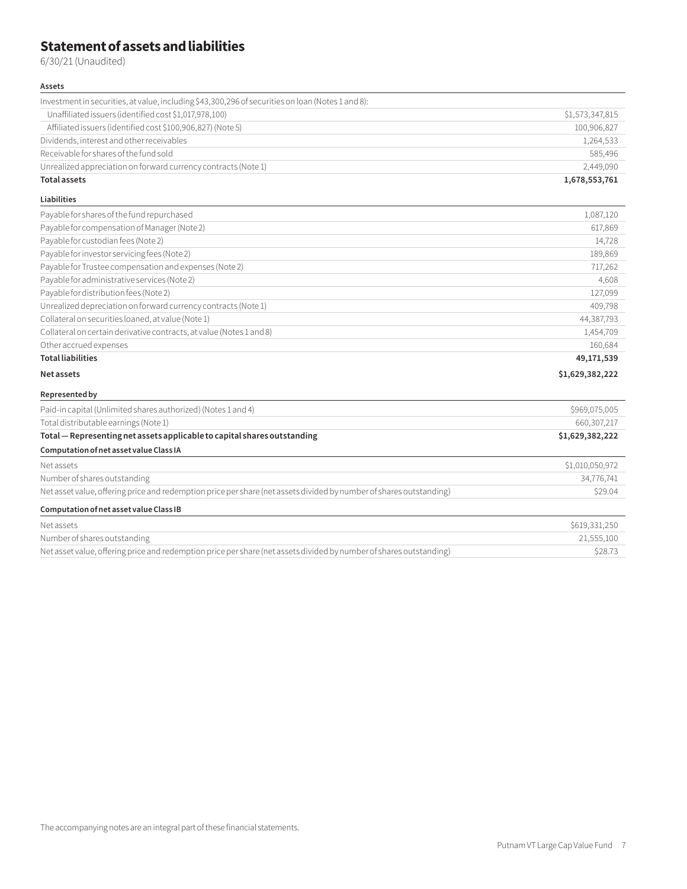# Statement of assets and liabilities

6/30/21 (Unaudited)

| **Assets** | |
|---|---|
| Investment in securities, at value, including $43,300,296 of securities on loan (Notes 1 and 8): | |
| Unaffiliated issuers (identified cost $1,017,978,100) | $1,573,347,815 |
| Affiliated issuers (identified cost $100,906,827) (Note 5) | 100,906,827 |
| Dividends, interest and other receivables | 1,264,533 |
| Receivable for shares of the fund sold | 585,496 |
| Unrealized appreciation on forward currency contracts (Note 1) | 2,449,090 |
| **Total assets** | **1,678,553,761** |

| **Liabilities** | |
|---|---|
| Payable for shares of the fund repurchased | 1,087,120 |
| Payable for compensation of Manager (Note 2) | 617,869 |
| Payable for custodian fees (Note 2) | 14,728 |
| Payable for investor servicing fees (Note 2) | 189,869 |
| Payable for Trustee compensation and expenses (Note 2) | 717,262 |
| Payable for administrative services (Note 2) | 4,608 |
| Payable for distribution fees (Note 2) | 127,099 |
| Unrealized depreciation on forward currency contracts (Note 1) | 409,798 |
| Collateral on securities loaned, at value (Note 1) | 44,387,793 |
| Collateral on certain derivative contracts, at value (Notes 1 and 8) | 1,454,709 |
| Other accrued expenses | 160,684 |
| **Total liabilities** | **49,171,539** |
| **Net assets** | **$1,629,382,222** |

| **Represented by** | |
|---|---|
| Paid-in capital (Unlimited shares authorized) (Notes 1 and 4) | $969,075,005 |
| Total distributable earnings (Note 1) | 660,307,217 |
| **Total — Representing net assets applicable to capital shares outstanding** | **$1,629,382,222** |

| **Computation of net asset value Class IA** | |
|---|---|
| Net assets | $1,010,050,972 |
| Number of shares outstanding | 34,776,741 |
| Net asset value, offering price and redemption price per share (net assets divided by number of shares outstanding) | $29.04 |

| **Computation of net asset value Class IB** | |
|---|---|
| Net assets | $619,331,250 |
| Number of shares outstanding | 21,555,100 |
| Net asset value, offering price and redemption price per share (net assets divided by number of shares outstanding) | $28.73 |

The accompanying notes are an integral part of these financial statements.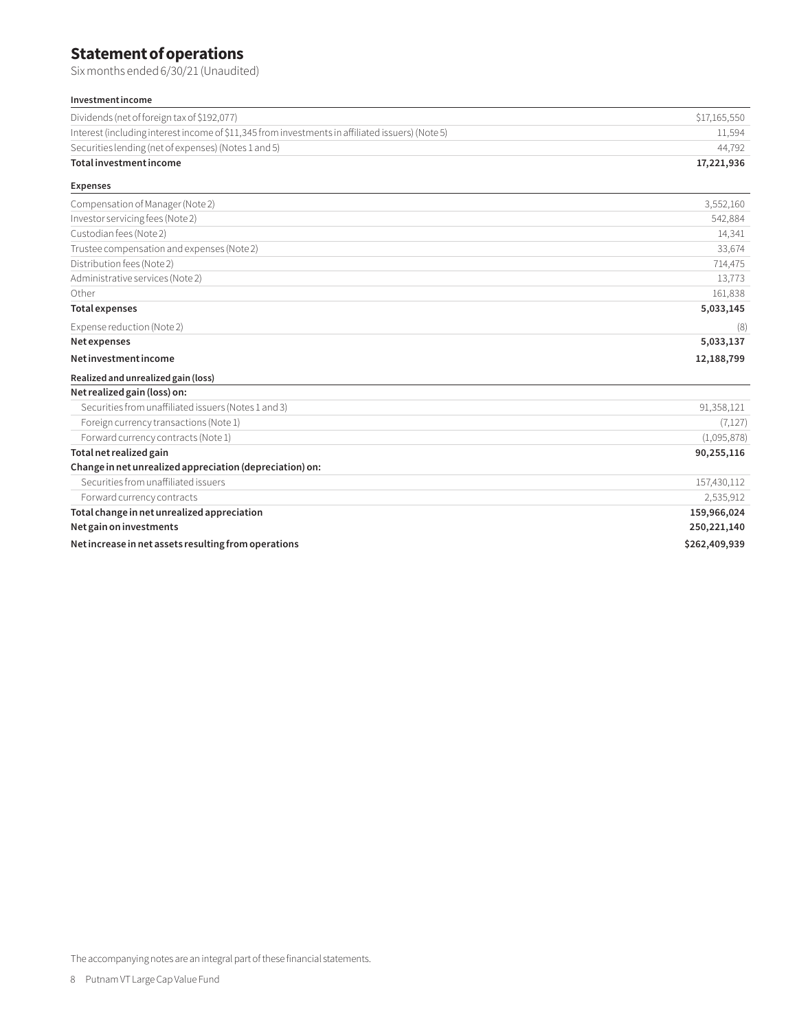# Statement of operations

Six months ended 6/30/21 (Unaudited)

| **Investment income** | |
|---|---|
| Dividends (net of foreign tax of $192,077) | $17,165,550 |
| Interest (including interest income of $11,345 from investments in affiliated issuers) (Note 5) | 11,594 |
| Securities lending (net of expenses) (Notes 1 and 5) | 44,792 |
| **Total investment income** | **17,221,936** |
| **Expenses** | |
| Compensation of Manager (Note 2) | 3,552,160 |
| Investor servicing fees (Note 2) | 542,884 |
| Custodian fees (Note 2) | 14,341 |
| Trustee compensation and expenses (Note 2) | 33,674 |
| Distribution fees (Note 2) | 714,475 |
| Administrative services (Note 2) | 13,773 |
| Other | 161,838 |
| **Total expenses** | **5,033,145** |
| Expense reduction (Note 2) | (8) |
| **Net expenses** | **5,033,137** |
| **Net investment income** | **12,188,799** |
| **Realized and unrealized gain (loss)** | |
| **Net realized gain (loss) on:** | |
| Securities from unaffiliated issuers (Notes 1 and 3) | 91,358,121 |
| Foreign currency transactions (Note 1) | (7,127) |
| Forward currency contracts (Note 1) | (1,095,878) |
| **Total net realized gain** | **90,255,116** |
| **Change in net unrealized appreciation (depreciation) on:** | |
| Securities from unaffiliated issuers | 157,430,112 |
| Forward currency contracts | 2,535,912 |
| **Total change in net unrealized appreciation** | **159,966,024** |
| **Net gain on investments** | **250,221,140** |
| **Net increase in net assets resulting from operations** | **$262,409,939** |

The accompanying notes are an integral part of these financial statements.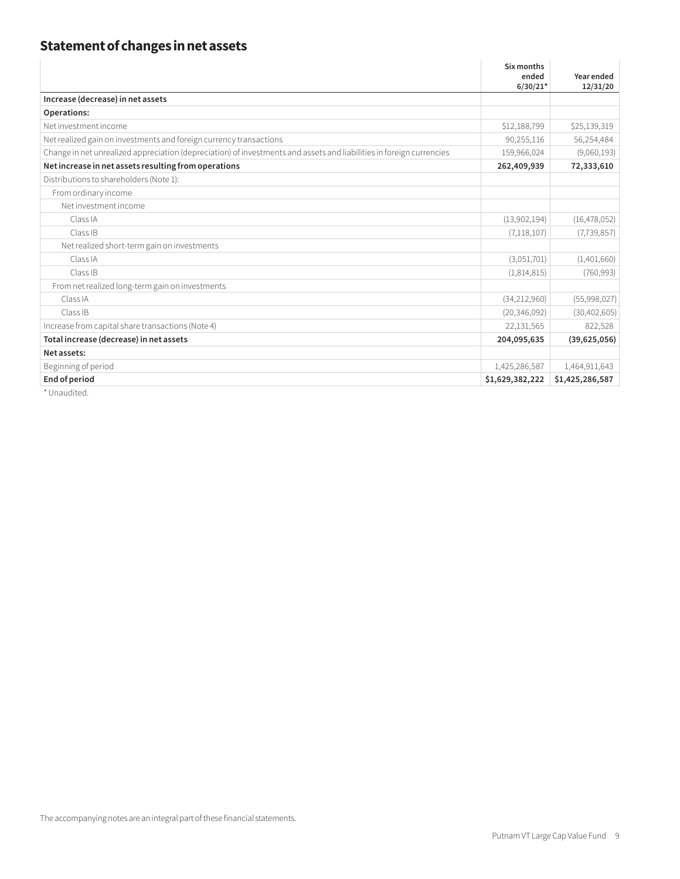## Statement of changes in net assets

| | Six months ended 6/30/21* | Year ended 12/31/20 |
|---|---|---|
| **Increase (decrease) in net assets** | | |
| **Operations:** | | |
| Net investment income | $12,188,799 | $25,139,319 |
| Net realized gain on investments and foreign currency transactions | 90,255,116 | 56,254,484 |
| Change in net unrealized appreciation (depreciation) of investments and assets and liabilities in foreign currencies | 159,966,024 | (9,060,193) |
| **Net increase in net assets resulting from operations** | **262,409,939** | **72,333,610** |
| Distributions to shareholders (Note 1): | | |
| From ordinary income | | |
| Net investment income | | |
| Class IA | (13,902,194) | (16,478,052) |
| Class IB | (7,118,107) | (7,739,857) |
| Net realized short-term gain on investments | | |
| Class IA | (3,051,701) | (1,401,660) |
| Class IB | (1,814,815) | (760,993) |
| From net realized long-term gain on investments | | |
| Class IA | (34,212,960) | (55,998,027) |
| Class IB | (20,346,092) | (30,402,605) |
| Increase from capital share transactions (Note 4) | 22,131,565 | 822,528 |
| **Total increase (decrease) in net assets** | **204,095,635** | **(39,625,056)** |
| **Net assets:** | | |
| Beginning of period | 1,425,286,587 | 1,464,911,643 |
| **End of period** | **$1,629,382,222** | **$1,425,286,587** |

\* Unaudited.

The accompanying notes are an integral part of these financial statements.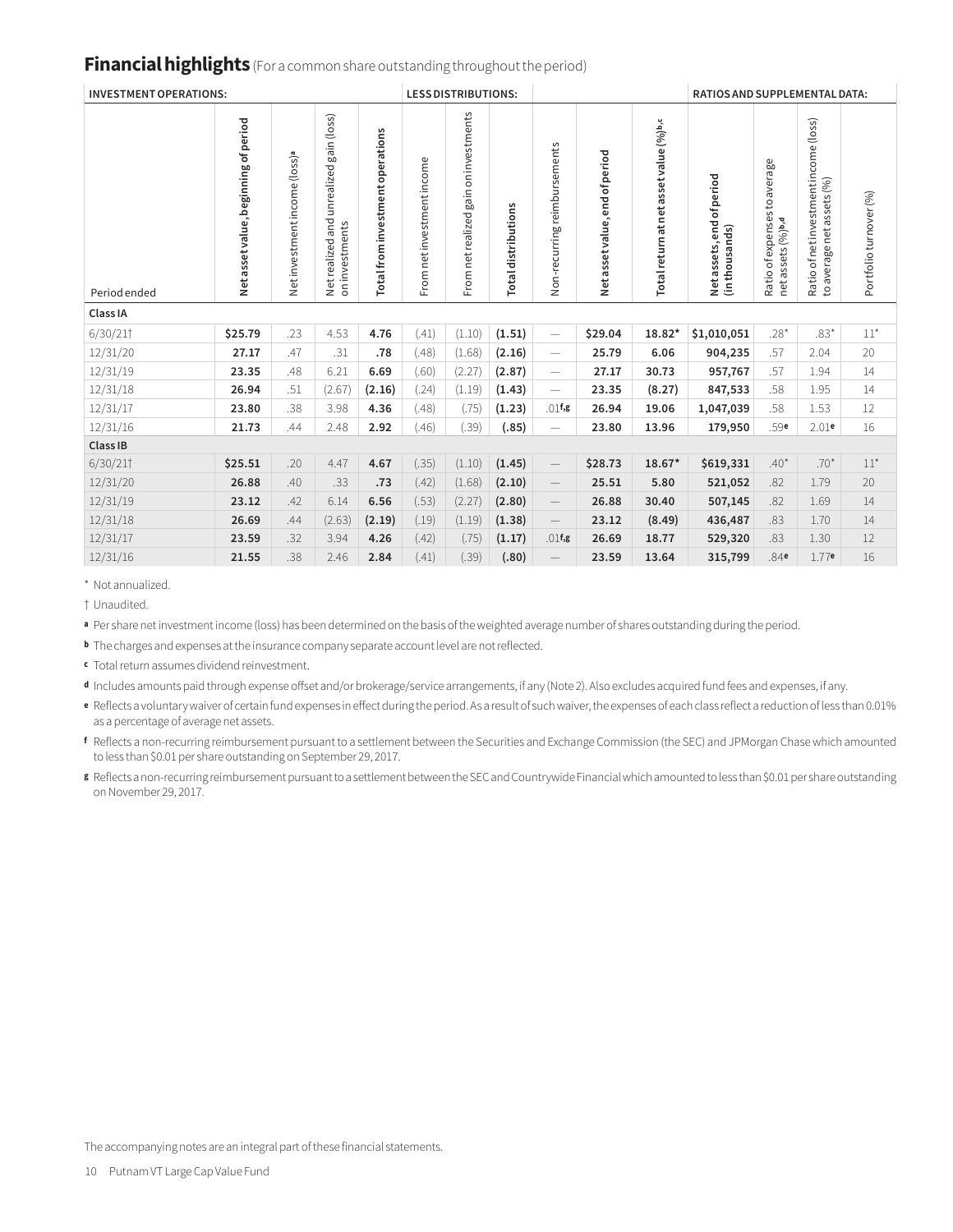## **Financial highlights** (For a common share outstanding throughout the period)

| INVESTMENT OPERATIONS: | | | | | LESS DISTRIBUTIONS: | | | | | | RATIOS AND SUPPLEMENTAL DATA: | | | |
|---|---|---|---|---|---|---|---|---|---|---|---|---|---|---|
| Period ended | Net asset value, beginning of period | Net investment income (loss)[a] | Net realized and unrealized gain (loss) on investments | **Total from investment operations** | From net investment income | From net realized gain on investments | **Total distributions** | Non-recurring reimbursements | Net asset value, end of period | Total return at net asset value (%)[b,c] | Net assets, end of period (in thousands) | Ratio of expenses to average net assets (%)[b,d] | Ratio of net investment income (loss) to average net assets (%) | Portfolio turnover (%) |
| **Class IA** | | | | | | | | | | | | | | |
| 6/30/21† | **$25.79** | .23 | 4.53 | **4.76** | (.41) | (1.10) | **(1.51)** | — | **$29.04** | **18.82*** | **$1,010,051** | .28* | .83* | 11* |
| 12/31/20 | **27.17** | .47 | .31 | **.78** | (.48) | (1.68) | **(2.16)** | — | **25.79** | **6.06** | **904,235** | .57 | 2.04 | 20 |
| 12/31/19 | **23.35** | .48 | 6.21 | **6.69** | (.60) | (2.27) | **(2.87)** | — | **27.17** | **30.73** | **957,767** | .57 | 1.94 | 14 |
| 12/31/18 | **26.94** | .51 | (2.67) | **(2.16)** | (.24) | (1.19) | **(1.43)** | — | **23.35** | **(8.27)** | **847,533** | .58 | 1.95 | 14 |
| 12/31/17 | **23.80** | .38 | 3.98 | **4.36** | (.48) | (.75) | **(1.23)** | .01[f,g] | **26.94** | **19.06** | **1,047,039** | .58 | 1.53 | 12 |
| 12/31/16 | **21.73** | .44 | 2.48 | **2.92** | (.46) | (.39) | **(.85)** | — | **23.80** | **13.96** | **179,950** | .59[e] | 2.01[e] | 16 |
| **Class IB** | | | | | | | | | | | | | | |
| 6/30/21† | **$25.51** | .20 | 4.47 | **4.67** | (.35) | (1.10) | **(1.45)** | — | **$28.73** | **18.67*** | **$619,331** | .40* | .70* | 11* |
| 12/31/20 | **26.88** | .40 | .33 | **.73** | (.42) | (1.68) | **(2.10)** | — | **25.51** | **5.80** | **521,052** | .82 | 1.79 | 20 |
| 12/31/19 | **23.12** | .42 | 6.14 | **6.56** | (.53) | (2.27) | **(2.80)** | — | **26.88** | **30.40** | **507,145** | .82 | 1.69 | 14 |
| 12/31/18 | **26.69** | .44 | (2.63) | **(2.19)** | (.19) | (1.19) | **(1.38)** | — | **23.12** | **(8.49)** | **436,487** | .83 | 1.70 | 14 |
| 12/31/17 | **23.59** | .32 | 3.94 | **4.26** | (.42) | (.75) | **(1.17)** | .01[f,g] | **26.69** | **18.77** | **529,320** | .83 | 1.30 | 12 |
| 12/31/16 | **21.55** | .38 | 2.46 | **2.84** | (.41) | (.39) | **(.80)** | — | **23.59** | **13.64** | **315,799** | .84[e] | 1.77[e] | 16 |

\* Not annualized.

† Unaudited.

**a** Per share net investment income (loss) has been determined on the basis of the weighted average number of shares outstanding during the period.

**b** The charges and expenses at the insurance company separate account level are not reflected.

**c** Total return assumes dividend reinvestment.

**d** Includes amounts paid through expense offset and/or brokerage/service arrangements, if any (Note 2). Also excludes acquired fund fees and expenses, if any.

**e** Reflects a voluntary waiver of certain fund expenses in effect during the period. As a result of such waiver, the expenses of each class reflect a reduction of less than 0.01% as a percentage of average net assets.

**f** Reflects a non-recurring reimbursement pursuant to a settlement between the Securities and Exchange Commission (the SEC) and JPMorgan Chase which amounted to less than $0.01 per share outstanding on September 29, 2017.

**g** Reflects a non-recurring reimbursement pursuant to a settlement between the SEC and Countrywide Financial which amounted to less than $0.01 per share outstanding on November 29, 2017.

The accompanying notes are an integral part of these financial statements.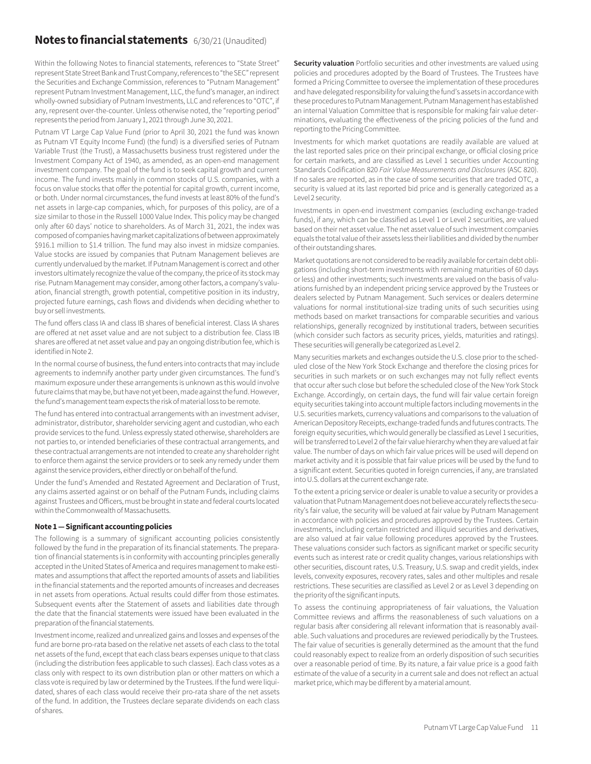# Notes to financial statements 6/30/21 (Unaudited)

Within the following Notes to financial statements, references to "State Street" represent State Street Bank and Trust Company, references to "the SEC" represent the Securities and Exchange Commission, references to "Putnam Management" represent Putnam Investment Management, LLC, the fund's manager, an indirect wholly-owned subsidiary of Putnam Investments, LLC and references to "OTC", if any, represent over-the-counter. Unless otherwise noted, the "reporting period" represents the period from January 1, 2021 through June 30, 2021.

Putnam VT Large Cap Value Fund (prior to April 30, 2021 the fund was known as Putnam VT Equity Income Fund) (the fund) is a diversified series of Putnam Variable Trust (the Trust), a Massachusetts business trust registered under the Investment Company Act of 1940, as amended, as an open-end management investment company. The goal of the fund is to seek capital growth and current income. The fund invests mainly in common stocks of U.S. companies, with a focus on value stocks that offer the potential for capital growth, current income, or both. Under normal circumstances, the fund invests at least 80% of the fund's net assets in large-cap companies, which, for purposes of this policy, are of a size similar to those in the Russell 1000 Value Index. This policy may be changed only after 60 days' notice to shareholders. As of March 31, 2021, the index was composed of companies having market capitalizations of between approximately $916.1 million to $1.4 trillion. The fund may also invest in midsize companies. Value stocks are issued by companies that Putnam Management believes are currently undervalued by the market. If Putnam Management is correct and other investors ultimately recognize the value of the company, the price of its stock may rise. Putnam Management may consider, among other factors, a company's valuation, financial strength, growth potential, competitive position in its industry, projected future earnings, cash flows and dividends when deciding whether to buy or sell investments.

The fund offers class IA and class IB shares of beneficial interest. Class IA shares are offered at net asset value and are not subject to a distribution fee. Class IB shares are offered at net asset value and pay an ongoing distribution fee, which is identified in Note 2.

In the normal course of business, the fund enters into contracts that may include agreements to indemnify another party under given circumstances. The fund's maximum exposure under these arrangements is unknown as this would involve future claims that may be, but have not yet been, made against the fund. However, the fund's management team expects the risk of material loss to be remote.

The fund has entered into contractual arrangements with an investment adviser, administrator, distributor, shareholder servicing agent and custodian, who each provide services to the fund. Unless expressly stated otherwise, shareholders are not parties to, or intended beneficiaries of these contractual arrangements, and these contractual arrangements are not intended to create any shareholder right to enforce them against the service providers or to seek any remedy under them against the service providers, either directly or on behalf of the fund.

Under the fund's Amended and Restated Agreement and Declaration of Trust, any claims asserted against or on behalf of the Putnam Funds, including claims against Trustees and Officers, must be brought in state and federal courts located within the Commonwealth of Massachusetts.

### Note 1 — Significant accounting policies

The following is a summary of significant accounting policies consistently followed by the fund in the preparation of its financial statements. The preparation of financial statements is in conformity with accounting principles generally accepted in the United States of America and requires management to make estimates and assumptions that affect the reported amounts of assets and liabilities in the financial statements and the reported amounts of increases and decreases in net assets from operations. Actual results could differ from those estimates. Subsequent events after the Statement of assets and liabilities date through the date that the financial statements were issued have been evaluated in the preparation of the financial statements.

Investment income, realized and unrealized gains and losses and expenses of the fund are borne pro-rata based on the relative net assets of each class to the total net assets of the fund, except that each class bears expenses unique to that class (including the distribution fees applicable to such classes). Each class votes as a class only with respect to its own distribution plan or other matters on which a class vote is required by law or determined by the Trustees. If the fund were liquidated, shares of each class would receive their pro-rata share of the net assets of the fund. In addition, the Trustees declare separate dividends on each class of shares.

**Security valuation** Portfolio securities and other investments are valued using policies and procedures adopted by the Board of Trustees. The Trustees have formed a Pricing Committee to oversee the implementation of these procedures and have delegated responsibility for valuing the fund's assets in accordance with these procedures to Putnam Management. Putnam Management has established an internal Valuation Committee that is responsible for making fair value determinations, evaluating the effectiveness of the pricing policies of the fund and reporting to the Pricing Committee.

Investments for which market quotations are readily available are valued at the last reported sales price on their principal exchange, or official closing price for certain markets, and are classified as Level 1 securities under Accounting Standards Codification 820 *Fair Value Measurements and Disclosures* (ASC 820). If no sales are reported, as in the case of some securities that are traded OTC, a security is valued at its last reported bid price and is generally categorized as a Level 2 security.

Investments in open-end investment companies (excluding exchange-traded funds), if any, which can be classified as Level 1 or Level 2 securities, are valued based on their net asset value. The net asset value of such investment companies equals the total value of their assets less their liabilities and divided by the number of their outstanding shares.

Market quotations are not considered to be readily available for certain debt obligations (including short-term investments with remaining maturities of 60 days or less) and other investments; such investments are valued on the basis of valuations furnished by an independent pricing service approved by the Trustees or dealers selected by Putnam Management. Such services or dealers determine valuations for normal institutional-size trading units of such securities using methods based on market transactions for comparable securities and various relationships, generally recognized by institutional traders, between securities (which consider such factors as security prices, yields, maturities and ratings). These securities will generally be categorized as Level 2.

Many securities markets and exchanges outside the U.S. close prior to the scheduled close of the New York Stock Exchange and therefore the closing prices for securities in such markets or on such exchanges may not fully reflect events that occur after such close but before the scheduled close of the New York Stock Exchange. Accordingly, on certain days, the fund will fair value certain foreign equity securities taking into account multiple factors including movements in the U.S. securities markets, currency valuations and comparisons to the valuation of American Depository Receipts, exchange-traded funds and futures contracts. The foreign equity securities, which would generally be classified as Level 1 securities, will be transferred to Level 2 of the fair value hierarchy when they are valued at fair value. The number of days on which fair value prices will be used will depend on market activity and it is possible that fair value prices will be used by the fund to a significant extent. Securities quoted in foreign currencies, if any, are translated into U.S. dollars at the current exchange rate.

To the extent a pricing service or dealer is unable to value a security or provides a valuation that Putnam Management does not believe accurately reflects the security's fair value, the security will be valued at fair value by Putnam Management in accordance with policies and procedures approved by the Trustees. Certain investments, including certain restricted and illiquid securities and derivatives, are also valued at fair value following procedures approved by the Trustees. These valuations consider such factors as significant market or specific security events such as interest rate or credit quality changes, various relationships with other securities, discount rates, U.S. Treasury, U.S. swap and credit yields, index levels, convexity exposures, recovery rates, sales and other multiples and resale restrictions. These securities are classified as Level 2 or as Level 3 depending on the priority of the significant inputs.

To assess the continuing appropriateness of fair valuations, the Valuation Committee reviews and affirms the reasonableness of such valuations on a regular basis after considering all relevant information that is reasonably available. Such valuations and procedures are reviewed periodically by the Trustees. The fair value of securities is generally determined as the amount that the fund could reasonably expect to realize from an orderly disposition of such securities over a reasonable period of time. By its nature, a fair value price is a good faith estimate of the value of a security in a current sale and does not reflect an actual market price, which may be different by a material amount.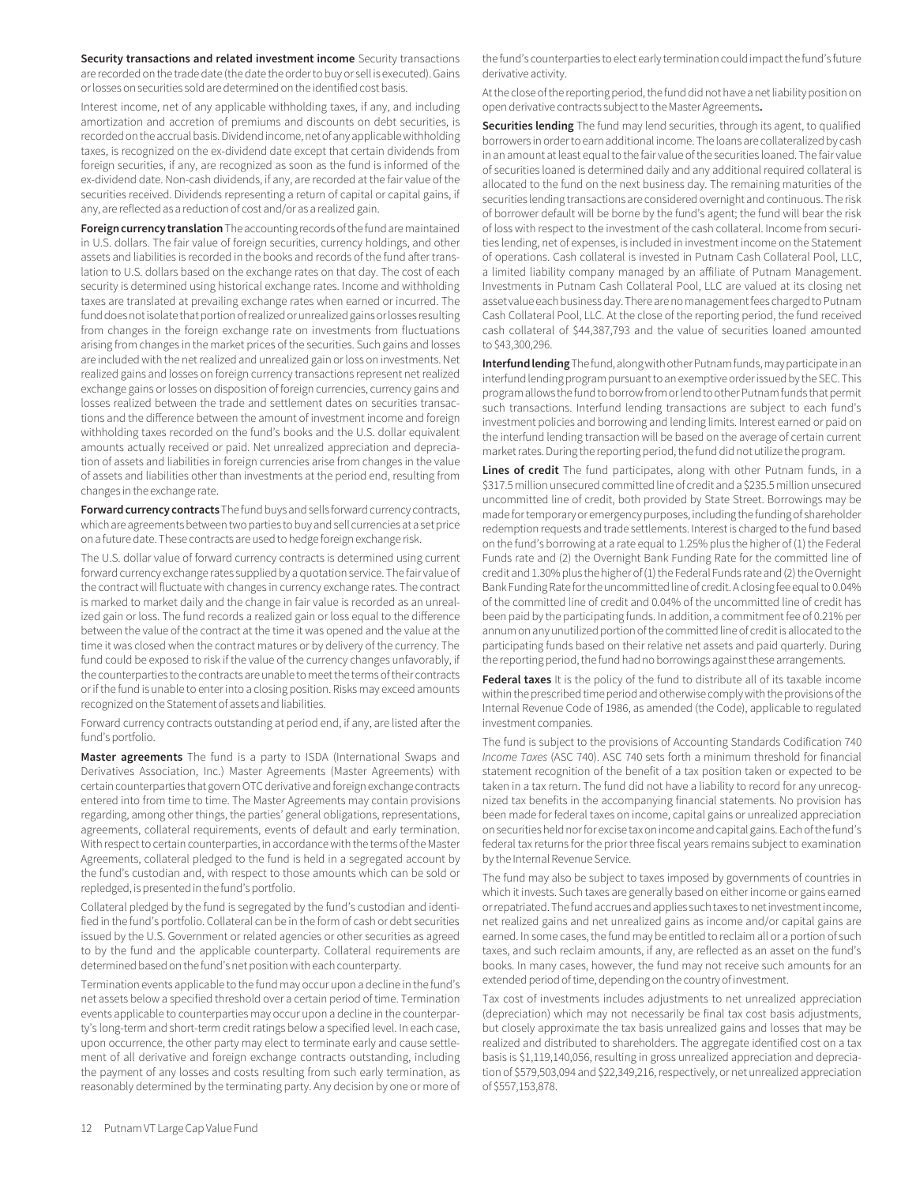**Security transactions and related investment income** Security transactions are recorded on the trade date (the date the order to buy or sell is executed). Gains or losses on securities sold are determined on the identified cost basis.

Interest income, net of any applicable withholding taxes, if any, and including amortization and accretion of premiums and discounts on debt securities, is recorded on the accrual basis. Dividend income, net of any applicable withholding taxes, is recognized on the ex-dividend date except that certain dividends from foreign securities, if any, are recognized as soon as the fund is informed of the ex-dividend date. Non-cash dividends, if any, are recorded at the fair value of the securities received. Dividends representing a return of capital or capital gains, if any, are reflected as a reduction of cost and/or as a realized gain.

**Foreign currency translation** The accounting records of the fund are maintained in U.S. dollars. The fair value of foreign securities, currency holdings, and other assets and liabilities is recorded in the books and records of the fund after translation to U.S. dollars based on the exchange rates on that day. The cost of each security is determined using historical exchange rates. Income and withholding taxes are translated at prevailing exchange rates when earned or incurred. The fund does not isolate that portion of realized or unrealized gains or losses resulting from changes in the foreign exchange rate on investments from fluctuations arising from changes in the market prices of the securities. Such gains and losses are included with the net realized and unrealized gain or loss on investments. Net realized gains and losses on foreign currency transactions represent net realized exchange gains or losses on disposition of foreign currencies, currency gains and losses realized between the trade and settlement dates on securities transactions and the difference between the amount of investment income and foreign withholding taxes recorded on the fund's books and the U.S. dollar equivalent amounts actually received or paid. Net unrealized appreciation and depreciation of assets and liabilities in foreign currencies arise from changes in the value of assets and liabilities other than investments at the period end, resulting from changes in the exchange rate.

**Forward currency contracts** The fund buys and sells forward currency contracts, which are agreements between two parties to buy and sell currencies at a set price on a future date. These contracts are used to hedge foreign exchange risk.

The U.S. dollar value of forward currency contracts is determined using current forward currency exchange rates supplied by a quotation service. The fair value of the contract will fluctuate with changes in currency exchange rates. The contract is marked to market daily and the change in fair value is recorded as an unrealized gain or loss. The fund records a realized gain or loss equal to the difference between the value of the contract at the time it was opened and the value at the time it was closed when the contract matures or by delivery of the currency. The fund could be exposed to risk if the value of the currency changes unfavorably, if the counterparties to the contracts are unable to meet the terms of their contracts or if the fund is unable to enter into a closing position. Risks may exceed amounts recognized on the Statement of assets and liabilities.

Forward currency contracts outstanding at period end, if any, are listed after the fund's portfolio.

**Master agreements** The fund is a party to ISDA (International Swaps and Derivatives Association, Inc.) Master Agreements (Master Agreements) with certain counterparties that govern OTC derivative and foreign exchange contracts entered into from time to time. The Master Agreements may contain provisions regarding, among other things, the parties' general obligations, representations, agreements, collateral requirements, events of default and early termination. With respect to certain counterparties, in accordance with the terms of the Master Agreements, collateral pledged to the fund is held in a segregated account by the fund's custodian and, with respect to those amounts which can be sold or repledged, is presented in the fund's portfolio.

Collateral pledged by the fund is segregated by the fund's custodian and identified in the fund's portfolio. Collateral can be in the form of cash or debt securities issued by the U.S. Government or related agencies or other securities as agreed to by the fund and the applicable counterparty. Collateral requirements are determined based on the fund's net position with each counterparty.

Termination events applicable to the fund may occur upon a decline in the fund's net assets below a specified threshold over a certain period of time. Termination events applicable to counterparties may occur upon a decline in the counterparty's long-term and short-term credit ratings below a specified level. In each case, upon occurrence, the other party may elect to terminate early and cause settlement of all derivative and foreign exchange contracts outstanding, including the payment of any losses and costs resulting from such early termination, as reasonably determined by the terminating party. Any decision by one or more of the fund's counterparties to elect early termination could impact the fund's future derivative activity.

At the close of the reporting period, the fund did not have a net liability position on open derivative contracts subject to the Master Agreements**.**

**Securities lending** The fund may lend securities, through its agent, to qualified borrowers in order to earn additional income. The loans are collateralized by cash in an amount at least equal to the fair value of the securities loaned. The fair value of securities loaned is determined daily and any additional required collateral is allocated to the fund on the next business day. The remaining maturities of the securities lending transactions are considered overnight and continuous. The risk of borrower default will be borne by the fund's agent; the fund will bear the risk of loss with respect to the investment of the cash collateral. Income from securities lending, net of expenses, is included in investment income on the Statement of operations. Cash collateral is invested in Putnam Cash Collateral Pool, LLC, a limited liability company managed by an affiliate of Putnam Management. Investments in Putnam Cash Collateral Pool, LLC are valued at its closing net asset value each business day. There are no management fees charged to Putnam Cash Collateral Pool, LLC. At the close of the reporting period, the fund received cash collateral of $44,387,793 and the value of securities loaned amounted to $43,300,296.

**Interfund lending** The fund, along with other Putnam funds, may participate in an interfund lending program pursuant to an exemptive order issued by the SEC. This program allows the fund to borrow from or lend to other Putnam funds that permit such transactions. Interfund lending transactions are subject to each fund's investment policies and borrowing and lending limits. Interest earned or paid on the interfund lending transaction will be based on the average of certain current market rates. During the reporting period, the fund did not utilize the program.

**Lines of credit** The fund participates, along with other Putnam funds, in a $317.5 million unsecured committed line of credit and a $235.5 million unsecured uncommitted line of credit, both provided by State Street. Borrowings may be made for temporary or emergency purposes, including the funding of shareholder redemption requests and trade settlements. Interest is charged to the fund based on the fund's borrowing at a rate equal to 1.25% plus the higher of (1) the Federal Funds rate and (2) the Overnight Bank Funding Rate for the committed line of credit and 1.30% plus the higher of (1) the Federal Funds rate and (2) the Overnight Bank Funding Rate for the uncommitted line of credit. A closing fee equal to 0.04% of the committed line of credit and 0.04% of the uncommitted line of credit has been paid by the participating funds. In addition, a commitment fee of 0.21% per annum on any unutilized portion of the committed line of credit is allocated to the participating funds based on their relative net assets and paid quarterly. During the reporting period, the fund had no borrowings against these arrangements.

**Federal taxes** It is the policy of the fund to distribute all of its taxable income within the prescribed time period and otherwise comply with the provisions of the Internal Revenue Code of 1986, as amended (the Code), applicable to regulated investment companies.

The fund is subject to the provisions of Accounting Standards Codification 740 *Income Taxes* (ASC 740). ASC 740 sets forth a minimum threshold for financial statement recognition of the benefit of a tax position taken or expected to be taken in a tax return. The fund did not have a liability to record for any unrecognized tax benefits in the accompanying financial statements. No provision has been made for federal taxes on income, capital gains or unrealized appreciation on securities held nor for excise tax on income and capital gains. Each of the fund's federal tax returns for the prior three fiscal years remains subject to examination by the Internal Revenue Service.

The fund may also be subject to taxes imposed by governments of countries in which it invests. Such taxes are generally based on either income or gains earned or repatriated. The fund accrues and applies such taxes to net investment income, net realized gains and net unrealized gains as income and/or capital gains are earned. In some cases, the fund may be entitled to reclaim all or a portion of such taxes, and such reclaim amounts, if any, are reflected as an asset on the fund's books. In many cases, however, the fund may not receive such amounts for an extended period of time, depending on the country of investment.

Tax cost of investments includes adjustments to net unrealized appreciation (depreciation) which may not necessarily be final tax cost basis adjustments, but closely approximate the tax basis unrealized gains and losses that may be realized and distributed to shareholders. The aggregate identified cost on a tax basis is $1,119,140,056, resulting in gross unrealized appreciation and depreciation of $579,503,094 and $22,349,216, respectively, or net unrealized appreciation of $557,153,878.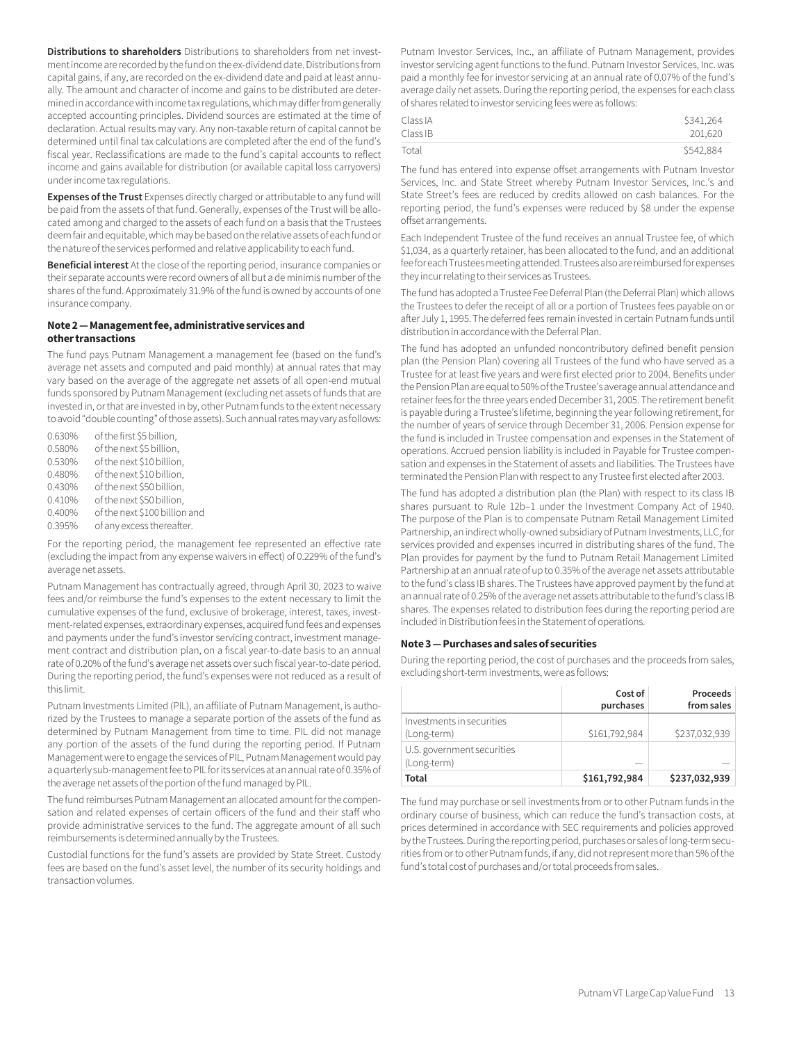**Distributions to shareholders** Distributions to shareholders from net investment income are recorded by the fund on the ex-dividend date. Distributions from capital gains, if any, are recorded on the ex-dividend date and paid at least annually. The amount and character of income and gains to be distributed are determined in accordance with income tax regulations, which may differ from generally accepted accounting principles. Dividend sources are estimated at the time of declaration. Actual results may vary. Any non-taxable return of capital cannot be determined until final tax calculations are completed after the end of the fund's fiscal year. Reclassifications are made to the fund's capital accounts to reflect income and gains available for distribution (or available capital loss carryovers) under income tax regulations.

**Expenses of the Trust** Expenses directly charged or attributable to any fund will be paid from the assets of that fund. Generally, expenses of the Trust will be allocated among and charged to the assets of each fund on a basis that the Trustees deem fair and equitable, which may be based on the relative assets of each fund or the nature of the services performed and relative applicability to each fund.

**Beneficial interest** At the close of the reporting period, insurance companies or their separate accounts were record owners of all but a de minimis number of the shares of the fund. Approximately 31.9% of the fund is owned by accounts of one insurance company.

### Note 2 — Management fee, administrative services and other transactions

The fund pays Putnam Management a management fee (based on the fund's average net assets and computed and paid monthly) at annual rates that may vary based on the average of the aggregate net assets of all open-end mutual funds sponsored by Putnam Management (excluding net assets of funds that are invested in, or that are invested in by, other Putnam funds to the extent necessary to avoid "double counting" of those assets). Such annual rates may vary as follows:

| | |
|---|---|
| 0.630% | of the first \$5 billion, |
| 0.580% | of the next \$5 billion, |
| 0.530% | of the next \$10 billion, |
| 0.480% | of the next \$10 billion, |
| 0.430% | of the next \$50 billion, |
| 0.410% | of the next \$50 billion, |
| 0.400% | of the next \$100 billion and |
| 0.395% | of any excess thereafter. |

For the reporting period, the management fee represented an effective rate (excluding the impact from any expense waivers in effect) of 0.229% of the fund's average net assets.

Putnam Management has contractually agreed, through April 30, 2023 to waive fees and/or reimburse the fund's expenses to the extent necessary to limit the cumulative expenses of the fund, exclusive of brokerage, interest, taxes, investment-related expenses, extraordinary expenses, acquired fund fees and expenses and payments under the fund's investor servicing contract, investment management contract and distribution plan, on a fiscal year-to-date basis to an annual rate of 0.20% of the fund's average net assets over such fiscal year-to-date period. During the reporting period, the fund's expenses were not reduced as a result of this limit.

Putnam Investments Limited (PIL), an affiliate of Putnam Management, is authorized by the Trustees to manage a separate portion of the assets of the fund as determined by Putnam Management from time to time. PIL did not manage any portion of the assets of the fund during the reporting period. If Putnam Management were to engage the services of PIL, Putnam Management would pay a quarterly sub-management fee to PIL for its services at an annual rate of 0.35% of the average net assets of the portion of the fund managed by PIL.

The fund reimburses Putnam Management an allocated amount for the compensation and related expenses of certain officers of the fund and their staff who provide administrative services to the fund. The aggregate amount of all such reimbursements is determined annually by the Trustees.

Custodial functions for the fund's assets are provided by State Street. Custody fees are based on the fund's asset level, the number of its security holdings and transaction volumes.

Putnam Investor Services, Inc., an affiliate of Putnam Management, provides investor servicing agent functions to the fund. Putnam Investor Services, Inc. was paid a monthly fee for investor servicing at an annual rate of 0.07% of the fund's average daily net assets. During the reporting period, the expenses for each class of shares related to investor servicing fees were as follows:

| | |
|---|---|
| Class IA | \$341,264 |
| Class IB | 201,620 |
| Total | \$542,884 |

The fund has entered into expense offset arrangements with Putnam Investor Services, Inc. and State Street whereby Putnam Investor Services, Inc.'s and State Street's fees are reduced by credits allowed on cash balances. For the reporting period, the fund's expenses were reduced by \$8 under the expense offset arrangements.

Each Independent Trustee of the fund receives an annual Trustee fee, of which \$1,034, as a quarterly retainer, has been allocated to the fund, and an additional fee for each Trustees meeting attended. Trustees also are reimbursed for expenses they incur relating to their services as Trustees.

The fund has adopted a Trustee Fee Deferral Plan (the Deferral Plan) which allows the Trustees to defer the receipt of all or a portion of Trustees fees payable on or after July 1, 1995. The deferred fees remain invested in certain Putnam funds until distribution in accordance with the Deferral Plan.

The fund has adopted an unfunded noncontributory defined benefit pension plan (the Pension Plan) covering all Trustees of the fund who have served as a Trustee for at least five years and were first elected prior to 2004. Benefits under the Pension Plan are equal to 50% of the Trustee's average annual attendance and retainer fees for the three years ended December 31, 2005. The retirement benefit is payable during a Trustee's lifetime, beginning the year following retirement, for the number of years of service through December 31, 2006. Pension expense for the fund is included in Trustee compensation and expenses in the Statement of operations. Accrued pension liability is included in Payable for Trustee compensation and expenses in the Statement of assets and liabilities. The Trustees have terminated the Pension Plan with respect to any Trustee first elected after 2003.

The fund has adopted a distribution plan (the Plan) with respect to its class IB shares pursuant to Rule 12b–1 under the Investment Company Act of 1940. The purpose of the Plan is to compensate Putnam Retail Management Limited Partnership, an indirect wholly-owned subsidiary of Putnam Investments, LLC, for services provided and expenses incurred in distributing shares of the fund. The Plan provides for payment by the fund to Putnam Retail Management Limited Partnership at an annual rate of up to 0.35% of the average net assets attributable to the fund's class IB shares. The Trustees have approved payment by the fund at an annual rate of 0.25% of the average net assets attributable to the fund's class IB shares. The expenses related to distribution fees during the reporting period are included in Distribution fees in the Statement of operations.

### Note 3 — Purchases and sales of securities

During the reporting period, the cost of purchases and the proceeds from sales, excluding short-term investments, were as follows:

| | Cost of purchases | Proceeds from sales |
|---|---|---|
| Investments in securities (Long-term) | \$161,792,984 | \$237,032,939 |
| U.S. government securities (Long-term) | — | — |
| **Total** | **\$161,792,984** | **\$237,032,939** |

The fund may purchase or sell investments from or to other Putnam funds in the ordinary course of business, which can reduce the fund's transaction costs, at prices determined in accordance with SEC requirements and policies approved by the Trustees. During the reporting period, purchases or sales of long-term securities from or to other Putnam funds, if any, did not represent more than 5% of the fund's total cost of purchases and/or total proceeds from sales.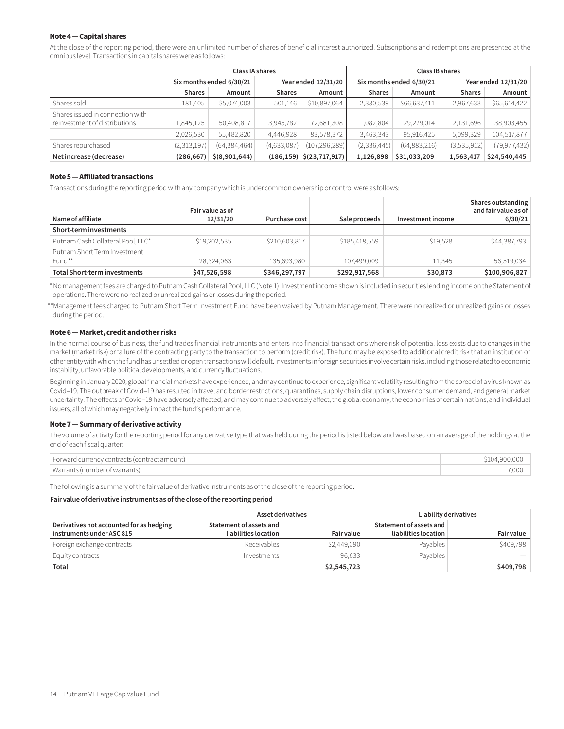### Note 4 — Capital shares

At the close of the reporting period, there were an unlimited number of shares of beneficial interest authorized. Subscriptions and redemptions are presented at the omnibus level. Transactions in capital shares were as follows:

| | Class IA shares | | | | Class IB shares | | | |
|---|---|---|---|---|---|---|---|---|
| | Six months ended 6/30/21 | | Year ended 12/31/20 | | Six months ended 6/30/21 | | Year ended 12/31/20 | |
| | Shares | Amount | Shares | Amount | Shares | Amount | Shares | Amount |
| Shares sold | 181,405 | $5,074,003 | 501,146 | $10,897,064 | 2,380,539 | $66,637,411 | 2,967,633 | $65,614,422 |
| Shares issued in connection with reinvestment of distributions | 1,845,125 | 50,408,817 | 3,945,782 | 72,681,308 | 1,082,804 | 29,279,014 | 2,131,696 | 38,903,455 |
| | 2,026,530 | 55,482,820 | 4,446,928 | 83,578,372 | 3,463,343 | 95,916,425 | 5,099,329 | 104,517,877 |
| Shares repurchased | (2,313,197) | (64,384,464) | (4,633,087) | (107,296,289) | (2,336,445) | (64,883,216) | (3,535,912) | (79,977,432) |
| **Net increase (decrease)** | **(286,667)** | **$(8,901,644)** | **(186,159)** | **$(23,717,917)** | **1,126,898** | **$31,033,209** | **1,563,417** | **$24,540,445** |

### Note 5 — Affiliated transactions

Transactions during the reporting period with any company which is under common ownership or control were as follows:

| Name of affiliate | Fair value as of 12/31/20 | Purchase cost | Sale proceeds | Investment income | Shares outstanding and fair value as of 6/30/21 |
|---|---|---|---|---|---|
| **Short-term investments** | | | | | |
| Putnam Cash Collateral Pool, LLC* | $19,202,535 | $210,603,817 | $185,418,559 | $19,528 | $44,387,793 |
| Putnam Short Term Investment Fund** | 28,324,063 | 135,693,980 | 107,499,009 | 11,345 | 56,519,034 |
| **Total Short-term investments** | **$47,526,598** | **$346,297,797** | **$292,917,568** | **$30,873** | **$100,906,827** |

\* No management fees are charged to Putnam Cash Collateral Pool, LLC (Note 1). Investment income shown is included in securities lending income on the Statement of operations. There were no realized or unrealized gains or losses during the period.

\*\*Management fees charged to Putnam Short Term Investment Fund have been waived by Putnam Management. There were no realized or unrealized gains or losses during the period.

### Note 6 — Market, credit and other risks

In the normal course of business, the fund trades financial instruments and enters into financial transactions where risk of potential loss exists due to changes in the market (market risk) or failure of the contracting party to the transaction to perform (credit risk). The fund may be exposed to additional credit risk that an institution or other entity with which the fund has unsettled or open transactions will default. Investments in foreign securities involve certain risks, including those related to economic instability, unfavorable political developments, and currency fluctuations.

Beginning in January 2020, global financial markets have experienced, and may continue to experience, significant volatility resulting from the spread of a virus known as Covid–19. The outbreak of Covid–19 has resulted in travel and border restrictions, quarantines, supply chain disruptions, lower consumer demand, and general market uncertainty. The effects of Covid–19 have adversely affected, and may continue to adversely affect, the global economy, the economies of certain nations, and individual issuers, all of which may negatively impact the fund's performance.

### Note 7 — Summary of derivative activity

The volume of activity for the reporting period for any derivative type that was held during the period is listed below and was based on an average of the holdings at the end of each fiscal quarter:

| | |
|---|---|
| Forward currency contracts (contract amount) | $104,900,000 |
| Warrants (number of warrants) | 7,000 |

The following is a summary of the fair value of derivative instruments as of the close of the reporting period:

**Fair value of derivative instruments as of the close of the reporting period**

| | Asset derivatives | | Liability derivatives | |
|---|---|---|---|---|
| Derivatives not accounted for as hedging instruments under ASC 815 | Statement of assets and liabilities location | Fair value | Statement of assets and liabilities location | Fair value |
| Foreign exchange contracts | Receivables | $2,449,090 | Payables | $409,798 |
| Equity contracts | Investments | 96,633 | Payables | — |
| **Total** | | **$2,545,723** | | **$409,798** |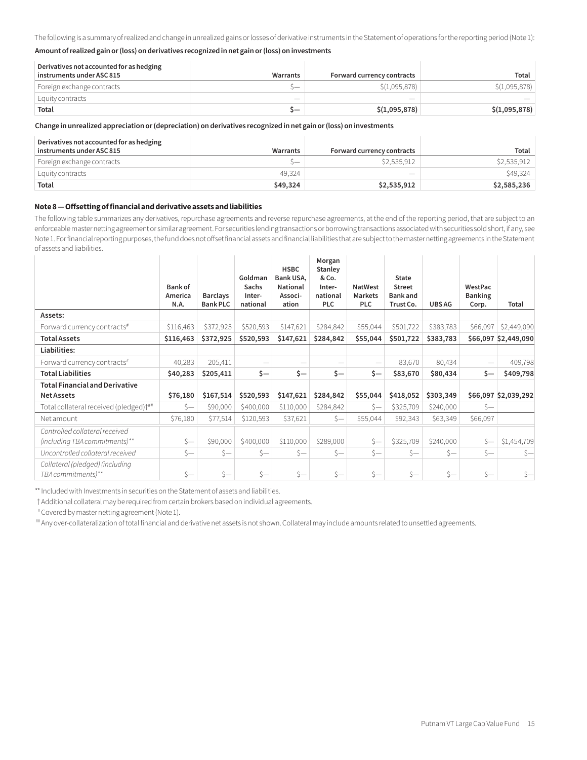The following is a summary of realized and change in unrealized gains or losses of derivative instruments in the Statement of operations for the reporting period (Note 1):

**Amount of realized gain or (loss) on derivatives recognized in net gain or (loss) on investments**

| Derivatives not accounted for as hedging instruments under ASC 815 | Warrants | Forward currency contracts | Total |
|---|---|---|---|
| Foreign exchange contracts | $— | $(1,095,878) | $(1,095,878) |
| Equity contracts | — | — | — |
| **Total** | **$—** | **$(1,095,878)** | **$(1,095,878)** |

**Change in unrealized appreciation or (depreciation) on derivatives recognized in net gain or (loss) on investments**

| Derivatives not accounted for as hedging instruments under ASC 815 | Warrants | Forward currency contracts | Total |
|---|---|---|---|
| Foreign exchange contracts | $— | $2,535,912 | $2,535,912 |
| Equity contracts | 49,324 | — | $49,324 |
| **Total** | **$49,324** | **$2,535,912** | **$2,585,236** |

### Note 8 — Offsetting of financial and derivative assets and liabilities

The following table summarizes any derivatives, repurchase agreements and reverse repurchase agreements, at the end of the reporting period, that are subject to an enforceable master netting agreement or similar agreement. For securities lending transactions or borrowing transactions associated with securities sold short, if any, see Note 1. For financial reporting purposes, the fund does not offset financial assets and financial liabilities that are subject to the master netting agreements in the Statement of assets and liabilities.

| | Bank of America N.A. | Barclays Bank PLC | Goldman Sachs International | HSBC Bank USA, National Association | Morgan Stanley & Co. International PLC | NatWest Markets PLC | State Street Bank and Trust Co. | UBS AG | WestPac Banking Corp. | Total |
|---|---|---|---|---|---|---|---|---|---|---|
| **Assets:** | | | | | | | | | | |
| Forward currency contracts# | $116,463 | $372,925 | $520,593 | $147,621 | $284,842 | $55,044 | $501,722 | $383,783 | $66,097 | $2,449,090 |
| **Total Assets** | **$116,463** | **$372,925** | **$520,593** | **$147,621** | **$284,842** | **$55,044** | **$501,722** | **$383,783** | **$66,097** | **$2,449,090** |
| **Liabilities:** | | | | | | | | | | |
| Forward currency contracts# | 40,283 | 205,411 | — | — | — | — | 83,670 | 80,434 | — | 409,798 |
| **Total Liabilities** | **$40,283** | **$205,411** | **$—** | **$—** | **$—** | **$—** | **$83,670** | **$80,434** | **$—** | **$409,798** |
| **Total Financial and Derivative Net Assets** | **$76,180** | **$167,514** | **$520,593** | **$147,621** | **$284,842** | **$55,044** | **$418,052** | **$303,349** | **$66,097** | **$2,039,292** |
| Total collateral received (pledged)†## | $— | $90,000 | $400,000 | $110,000 | $284,842 | $— | $325,709 | $240,000 | $— | |
| Net amount | $76,180 | $77,514 | $120,593 | $37,621 | $— | $55,044 | $92,343 | $63,349 | $66,097 | |
| *Controlled collateral received (including TBA commitments)\*\** | $— | $90,000 | $400,000 | $110,000 | $289,000 | $— | $325,709 | $240,000 | $— | $1,454,709 |
| *Uncontrolled collateral received* | $— | $— | $— | $— | $— | $— | $— | $— | $— | $— |
| *Collateral (pledged) (including TBA commitments)\*\** | $— | $— | $— | $— | $— | $— | $— | $— | $— | $— |

\*\* Included with Investments in securities on the Statement of assets and liabilities.

† Additional collateral may be required from certain brokers based on individual agreements.

# Covered by master netting agreement (Note 1).

## Any over-collateralization of total financial and derivative net assets is not shown. Collateral may include amounts related to unsettled agreements.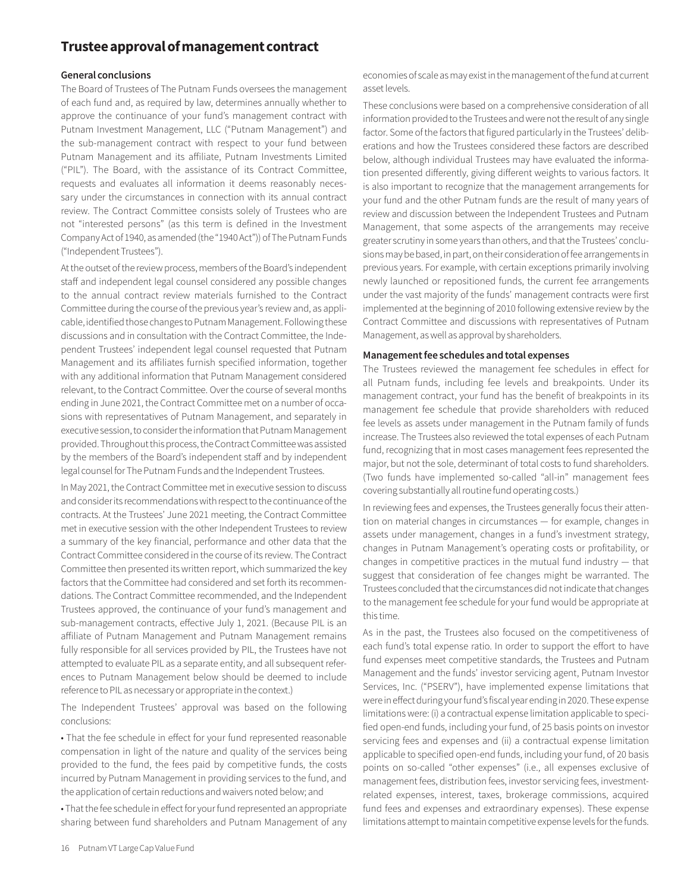# Trustee approval of management contract

## General conclusions

The Board of Trustees of The Putnam Funds oversees the management of each fund and, as required by law, determines annually whether to approve the continuance of your fund's management contract with Putnam Investment Management, LLC ("Putnam Management") and the sub-management contract with respect to your fund between Putnam Management and its affiliate, Putnam Investments Limited ("PIL"). The Board, with the assistance of its Contract Committee, requests and evaluates all information it deems reasonably necessary under the circumstances in connection with its annual contract review. The Contract Committee consists solely of Trustees who are not "interested persons" (as this term is defined in the Investment Company Act of 1940, as amended (the "1940 Act")) of The Putnam Funds ("Independent Trustees").

At the outset of the review process, members of the Board's independent staff and independent legal counsel considered any possible changes to the annual contract review materials furnished to the Contract Committee during the course of the previous year's review and, as applicable, identified those changes to Putnam Management. Following these discussions and in consultation with the Contract Committee, the Independent Trustees' independent legal counsel requested that Putnam Management and its affiliates furnish specified information, together with any additional information that Putnam Management considered relevant, to the Contract Committee. Over the course of several months ending in June 2021, the Contract Committee met on a number of occasions with representatives of Putnam Management, and separately in executive session, to consider the information that Putnam Management provided. Throughout this process, the Contract Committee was assisted by the members of the Board's independent staff and by independent legal counsel for The Putnam Funds and the Independent Trustees.

In May 2021, the Contract Committee met in executive session to discuss and consider its recommendations with respect to the continuance of the contracts. At the Trustees' June 2021 meeting, the Contract Committee met in executive session with the other Independent Trustees to review a summary of the key financial, performance and other data that the Contract Committee considered in the course of its review. The Contract Committee then presented its written report, which summarized the key factors that the Committee had considered and set forth its recommendations. The Contract Committee recommended, and the Independent Trustees approved, the continuance of your fund's management and sub-management contracts, effective July 1, 2021. (Because PIL is an affiliate of Putnam Management and Putnam Management remains fully responsible for all services provided by PIL, the Trustees have not attempted to evaluate PIL as a separate entity, and all subsequent references to Putnam Management below should be deemed to include reference to PIL as necessary or appropriate in the context.)

The Independent Trustees' approval was based on the following conclusions:

• That the fee schedule in effect for your fund represented reasonable compensation in light of the nature and quality of the services being provided to the fund, the fees paid by competitive funds, the costs incurred by Putnam Management in providing services to the fund, and the application of certain reductions and waivers noted below; and

• That the fee schedule in effect for your fund represented an appropriate sharing between fund shareholders and Putnam Management of any economies of scale as may exist in the management of the fund at current asset levels.

These conclusions were based on a comprehensive consideration of all information provided to the Trustees and were not the result of any single factor. Some of the factors that figured particularly in the Trustees' deliberations and how the Trustees considered these factors are described below, although individual Trustees may have evaluated the information presented differently, giving different weights to various factors. It is also important to recognize that the management arrangements for your fund and the other Putnam funds are the result of many years of review and discussion between the Independent Trustees and Putnam Management, that some aspects of the arrangements may receive greater scrutiny in some years than others, and that the Trustees' conclusions may be based, in part, on their consideration of fee arrangements in previous years. For example, with certain exceptions primarily involving newly launched or repositioned funds, the current fee arrangements under the vast majority of the funds' management contracts were first implemented at the beginning of 2010 following extensive review by the Contract Committee and discussions with representatives of Putnam Management, as well as approval by shareholders.

## Management fee schedules and total expenses

The Trustees reviewed the management fee schedules in effect for all Putnam funds, including fee levels and breakpoints. Under its management contract, your fund has the benefit of breakpoints in its management fee schedule that provide shareholders with reduced fee levels as assets under management in the Putnam family of funds increase. The Trustees also reviewed the total expenses of each Putnam fund, recognizing that in most cases management fees represented the major, but not the sole, determinant of total costs to fund shareholders. (Two funds have implemented so-called "all-in" management fees covering substantially all routine fund operating costs.)

In reviewing fees and expenses, the Trustees generally focus their attention on material changes in circumstances — for example, changes in assets under management, changes in a fund's investment strategy, changes in Putnam Management's operating costs or profitability, or changes in competitive practices in the mutual fund industry — that suggest that consideration of fee changes might be warranted. The Trustees concluded that the circumstances did not indicate that changes to the management fee schedule for your fund would be appropriate at this time.

As in the past, the Trustees also focused on the competitiveness of each fund's total expense ratio. In order to support the effort to have fund expenses meet competitive standards, the Trustees and Putnam Management and the funds' investor servicing agent, Putnam Investor Services, Inc. ("PSERV"), have implemented expense limitations that were in effect during your fund's fiscal year ending in 2020. These expense limitations were: (i) a contractual expense limitation applicable to specified open-end funds, including your fund, of 25 basis points on investor servicing fees and expenses and (ii) a contractual expense limitation applicable to specified open-end funds, including your fund, of 20 basis points on so-called "other expenses" (i.e., all expenses exclusive of management fees, distribution fees, investor servicing fees, investment-related expenses, interest, taxes, brokerage commissions, acquired fund fees and expenses and extraordinary expenses). These expense limitations attempt to maintain competitive expense levels for the funds.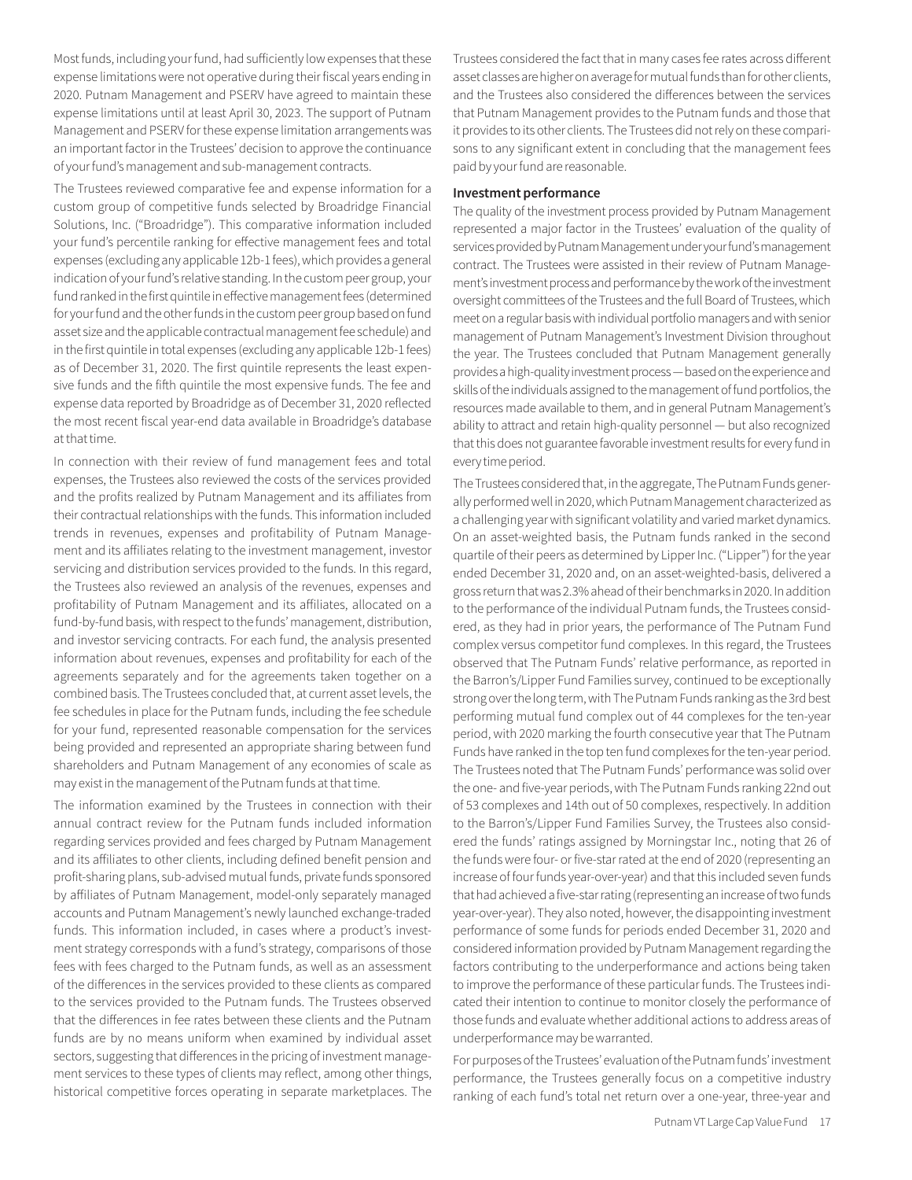Most funds, including your fund, had sufficiently low expenses that these expense limitations were not operative during their fiscal years ending in 2020. Putnam Management and PSERV have agreed to maintain these expense limitations until at least April 30, 2023. The support of Putnam Management and PSERV for these expense limitation arrangements was an important factor in the Trustees' decision to approve the continuance of your fund's management and sub-management contracts.

The Trustees reviewed comparative fee and expense information for a custom group of competitive funds selected by Broadridge Financial Solutions, Inc. ("Broadridge"). This comparative information included your fund's percentile ranking for effective management fees and total expenses (excluding any applicable 12b-1 fees), which provides a general indication of your fund's relative standing. In the custom peer group, your fund ranked in the first quintile in effective management fees (determined for your fund and the other funds in the custom peer group based on fund asset size and the applicable contractual management fee schedule) and in the first quintile in total expenses (excluding any applicable 12b-1 fees) as of December 31, 2020. The first quintile represents the least expensive funds and the fifth quintile the most expensive funds. The fee and expense data reported by Broadridge as of December 31, 2020 reflected the most recent fiscal year-end data available in Broadridge's database at that time.

In connection with their review of fund management fees and total expenses, the Trustees also reviewed the costs of the services provided and the profits realized by Putnam Management and its affiliates from their contractual relationships with the funds. This information included trends in revenues, expenses and profitability of Putnam Management and its affiliates relating to the investment management, investor servicing and distribution services provided to the funds. In this regard, the Trustees also reviewed an analysis of the revenues, expenses and profitability of Putnam Management and its affiliates, allocated on a fund-by-fund basis, with respect to the funds' management, distribution, and investor servicing contracts. For each fund, the analysis presented information about revenues, expenses and profitability for each of the agreements separately and for the agreements taken together on a combined basis. The Trustees concluded that, at current asset levels, the fee schedules in place for the Putnam funds, including the fee schedule for your fund, represented reasonable compensation for the services being provided and represented an appropriate sharing between fund shareholders and Putnam Management of any economies of scale as may exist in the management of the Putnam funds at that time.

The information examined by the Trustees in connection with their annual contract review for the Putnam funds included information regarding services provided and fees charged by Putnam Management and its affiliates to other clients, including defined benefit pension and profit-sharing plans, sub-advised mutual funds, private funds sponsored by affiliates of Putnam Management, model-only separately managed accounts and Putnam Management's newly launched exchange-traded funds. This information included, in cases where a product's investment strategy corresponds with a fund's strategy, comparisons of those fees with fees charged to the Putnam funds, as well as an assessment of the differences in the services provided to these clients as compared to the services provided to the Putnam funds. The Trustees observed that the differences in fee rates between these clients and the Putnam funds are by no means uniform when examined by individual asset sectors, suggesting that differences in the pricing of investment management services to these types of clients may reflect, among other things, historical competitive forces operating in separate marketplaces. The Trustees considered the fact that in many cases fee rates across different asset classes are higher on average for mutual funds than for other clients, and the Trustees also considered the differences between the services that Putnam Management provides to the Putnam funds and those that it provides to its other clients. The Trustees did not rely on these comparisons to any significant extent in concluding that the management fees paid by your fund are reasonable.

**Investment performance**

The quality of the investment process provided by Putnam Management represented a major factor in the Trustees' evaluation of the quality of services provided by Putnam Management under your fund's management contract. The Trustees were assisted in their review of Putnam Management's investment process and performance by the work of the investment oversight committees of the Trustees and the full Board of Trustees, which meet on a regular basis with individual portfolio managers and with senior management of Putnam Management's Investment Division throughout the year. The Trustees concluded that Putnam Management generally provides a high-quality investment process — based on the experience and skills of the individuals assigned to the management of fund portfolios, the resources made available to them, and in general Putnam Management's ability to attract and retain high-quality personnel — but also recognized that this does not guarantee favorable investment results for every fund in every time period.

The Trustees considered that, in the aggregate, The Putnam Funds generally performed well in 2020, which Putnam Management characterized as a challenging year with significant volatility and varied market dynamics. On an asset-weighted basis, the Putnam funds ranked in the second quartile of their peers as determined by Lipper Inc. ("Lipper") for the year ended December 31, 2020 and, on an asset-weighted-basis, delivered a gross return that was 2.3% ahead of their benchmarks in 2020. In addition to the performance of the individual Putnam funds, the Trustees considered, as they had in prior years, the performance of The Putnam Fund complex versus competitor fund complexes. In this regard, the Trustees observed that The Putnam Funds' relative performance, as reported in the Barron's/Lipper Fund Families survey, continued to be exceptionally strong over the long term, with The Putnam Funds ranking as the 3rd best performing mutual fund complex out of 44 complexes for the ten-year period, with 2020 marking the fourth consecutive year that The Putnam Funds have ranked in the top ten fund complexes for the ten-year period. The Trustees noted that The Putnam Funds' performance was solid over the one- and five-year periods, with The Putnam Funds ranking 22nd out of 53 complexes and 14th out of 50 complexes, respectively. In addition to the Barron's/Lipper Fund Families Survey, the Trustees also considered the funds' ratings assigned by Morningstar Inc., noting that 26 of the funds were four- or five-star rated at the end of 2020 (representing an increase of four funds year-over-year) and that this included seven funds that had achieved a five-star rating (representing an increase of two funds year-over-year). They also noted, however, the disappointing investment performance of some funds for periods ended December 31, 2020 and considered information provided by Putnam Management regarding the factors contributing to the underperformance and actions being taken to improve the performance of these particular funds. The Trustees indicated their intention to continue to monitor closely the performance of those funds and evaluate whether additional actions to address areas of underperformance may be warranted.

For purposes of the Trustees' evaluation of the Putnam funds' investment performance, the Trustees generally focus on a competitive industry ranking of each fund's total net return over a one-year, three-year and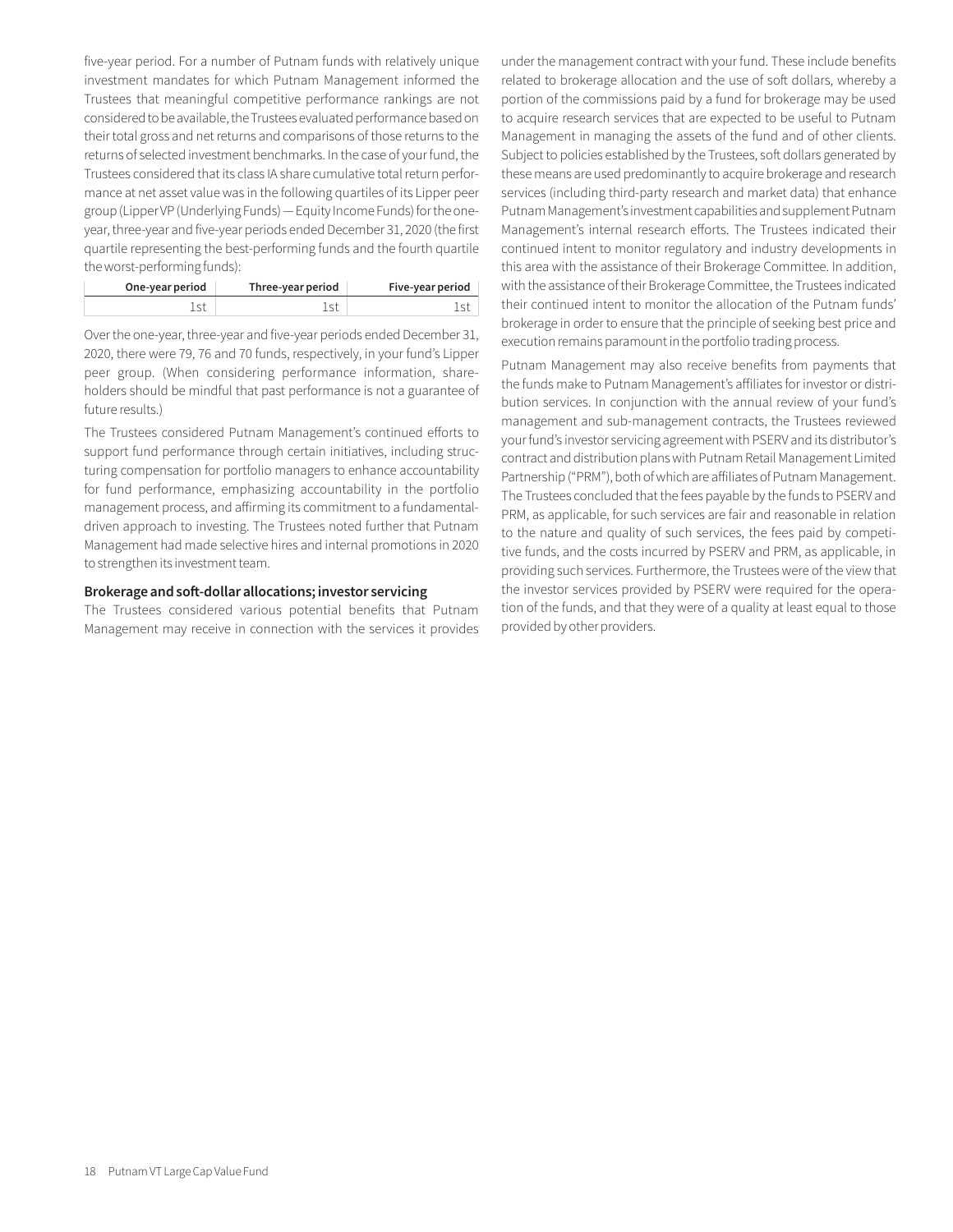five-year period. For a number of Putnam funds with relatively unique investment mandates for which Putnam Management informed the Trustees that meaningful competitive performance rankings are not considered to be available, the Trustees evaluated performance based on their total gross and net returns and comparisons of those returns to the returns of selected investment benchmarks. In the case of your fund, the Trustees considered that its class IA share cumulative total return performance at net asset value was in the following quartiles of its Lipper peer group (Lipper VP (Underlying Funds) — Equity Income Funds) for the one-year, three-year and five-year periods ended December 31, 2020 (the first quartile representing the best-performing funds and the fourth quartile the worst-performing funds):

| One-year period | Three-year period | Five-year period |
| --- | --- | --- |
| 1st | 1st | 1st |

Over the one-year, three-year and five-year periods ended December 31, 2020, there were 79, 76 and 70 funds, respectively, in your fund's Lipper peer group. (When considering performance information, shareholders should be mindful that past performance is not a guarantee of future results.)

The Trustees considered Putnam Management's continued efforts to support fund performance through certain initiatives, including structuring compensation for portfolio managers to enhance accountability for fund performance, emphasizing accountability in the portfolio management process, and affirming its commitment to a fundamental-driven approach to investing. The Trustees noted further that Putnam Management had made selective hires and internal promotions in 2020 to strengthen its investment team.

**Brokerage and soft-dollar allocations; investor servicing**

The Trustees considered various potential benefits that Putnam Management may receive in connection with the services it provides under the management contract with your fund. These include benefits related to brokerage allocation and the use of soft dollars, whereby a portion of the commissions paid by a fund for brokerage may be used to acquire research services that are expected to be useful to Putnam Management in managing the assets of the fund and of other clients. Subject to policies established by the Trustees, soft dollars generated by these means are used predominantly to acquire brokerage and research services (including third-party research and market data) that enhance Putnam Management's investment capabilities and supplement Putnam Management's internal research efforts. The Trustees indicated their continued intent to monitor regulatory and industry developments in this area with the assistance of their Brokerage Committee. In addition, with the assistance of their Brokerage Committee, the Trustees indicated their continued intent to monitor the allocation of the Putnam funds' brokerage in order to ensure that the principle of seeking best price and execution remains paramount in the portfolio trading process.

Putnam Management may also receive benefits from payments that the funds make to Putnam Management's affiliates for investor or distribution services. In conjunction with the annual review of your fund's management and sub-management contracts, the Trustees reviewed your fund's investor servicing agreement with PSERV and its distributor's contract and distribution plans with Putnam Retail Management Limited Partnership ("PRM"), both of which are affiliates of Putnam Management. The Trustees concluded that the fees payable by the funds to PSERV and PRM, as applicable, for such services are fair and reasonable in relation to the nature and quality of such services, the fees paid by competitive funds, and the costs incurred by PSERV and PRM, as applicable, in providing such services. Furthermore, the Trustees were of the view that the investor services provided by PSERV were required for the operation of the funds, and that they were of a quality at least equal to those provided by other providers.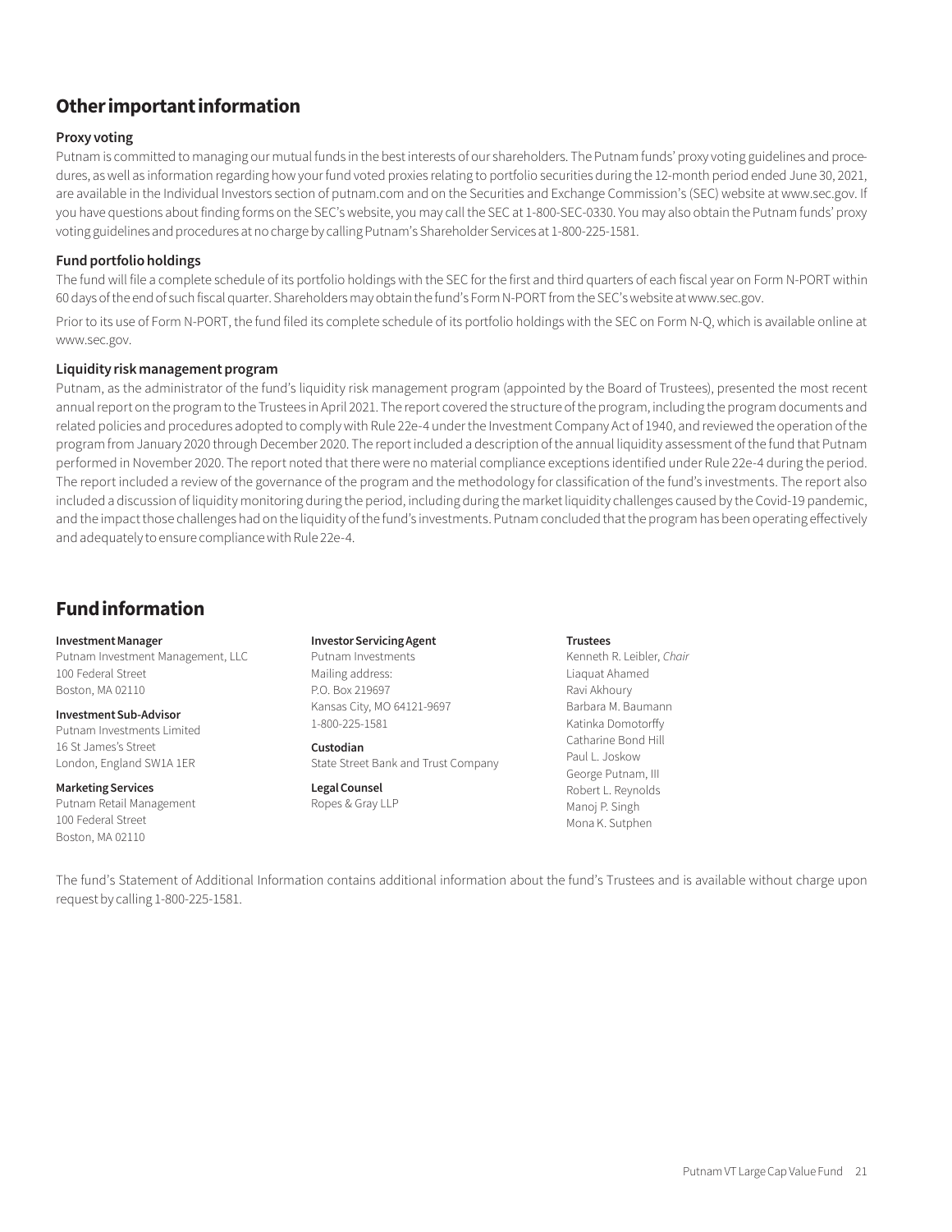## Other important information

### Proxy voting

Putnam is committed to managing our mutual funds in the best interests of our shareholders. The Putnam funds' proxy voting guidelines and procedures, as well as information regarding how your fund voted proxies relating to portfolio securities during the 12-month period ended June 30, 2021, are available in the Individual Investors section of putnam.com and on the Securities and Exchange Commission's (SEC) website at www.sec.gov. If you have questions about finding forms on the SEC's website, you may call the SEC at 1-800-SEC-0330. You may also obtain the Putnam funds' proxy voting guidelines and procedures at no charge by calling Putnam's Shareholder Services at 1-800-225-1581.

### Fund portfolio holdings

The fund will file a complete schedule of its portfolio holdings with the SEC for the first and third quarters of each fiscal year on Form N-PORT within 60 days of the end of such fiscal quarter. Shareholders may obtain the fund's Form N-PORT from the SEC's website at www.sec.gov.

Prior to its use of Form N-PORT, the fund filed its complete schedule of its portfolio holdings with the SEC on Form N-Q, which is available online at www.sec.gov.

### Liquidity risk management program

Putnam, as the administrator of the fund's liquidity risk management program (appointed by the Board of Trustees), presented the most recent annual report on the program to the Trustees in April 2021. The report covered the structure of the program, including the program documents and related policies and procedures adopted to comply with Rule 22e-4 under the Investment Company Act of 1940, and reviewed the operation of the program from January 2020 through December 2020. The report included a description of the annual liquidity assessment of the fund that Putnam performed in November 2020. The report noted that there were no material compliance exceptions identified under Rule 22e-4 during the period. The report included a review of the governance of the program and the methodology for classification of the fund's investments. The report also included a discussion of liquidity monitoring during the period, including during the market liquidity challenges caused by the Covid-19 pandemic, and the impact those challenges had on the liquidity of the fund's investments. Putnam concluded that the program has been operating effectively and adequately to ensure compliance with Rule 22e-4.

## Fund information

**Investment Manager**
Putnam Investment Management, LLC
100 Federal Street
Boston, MA 02110

**Investment Sub-Advisor**
Putnam Investments Limited
16 St James's Street
London, England SW1A 1ER

**Marketing Services**
Putnam Retail Management
100 Federal Street
Boston, MA 02110

**Investor Servicing Agent**
Putnam Investments
Mailing address:
P.O. Box 219697
Kansas City, MO 64121-9697
1-800-225-1581

**Custodian**
State Street Bank and Trust Company

**Legal Counsel**
Ropes & Gray LLP

**Trustees**
Kenneth R. Leibler, *Chair*
Liaquat Ahamed
Ravi Akhoury
Barbara M. Baumann
Katinka Domotorffy
Catharine Bond Hill
Paul L. Joskow
George Putnam, III
Robert L. Reynolds
Manoj P. Singh
Mona K. Sutphen

The fund's Statement of Additional Information contains additional information about the fund's Trustees and is available without charge upon request by calling 1-800-225-1581.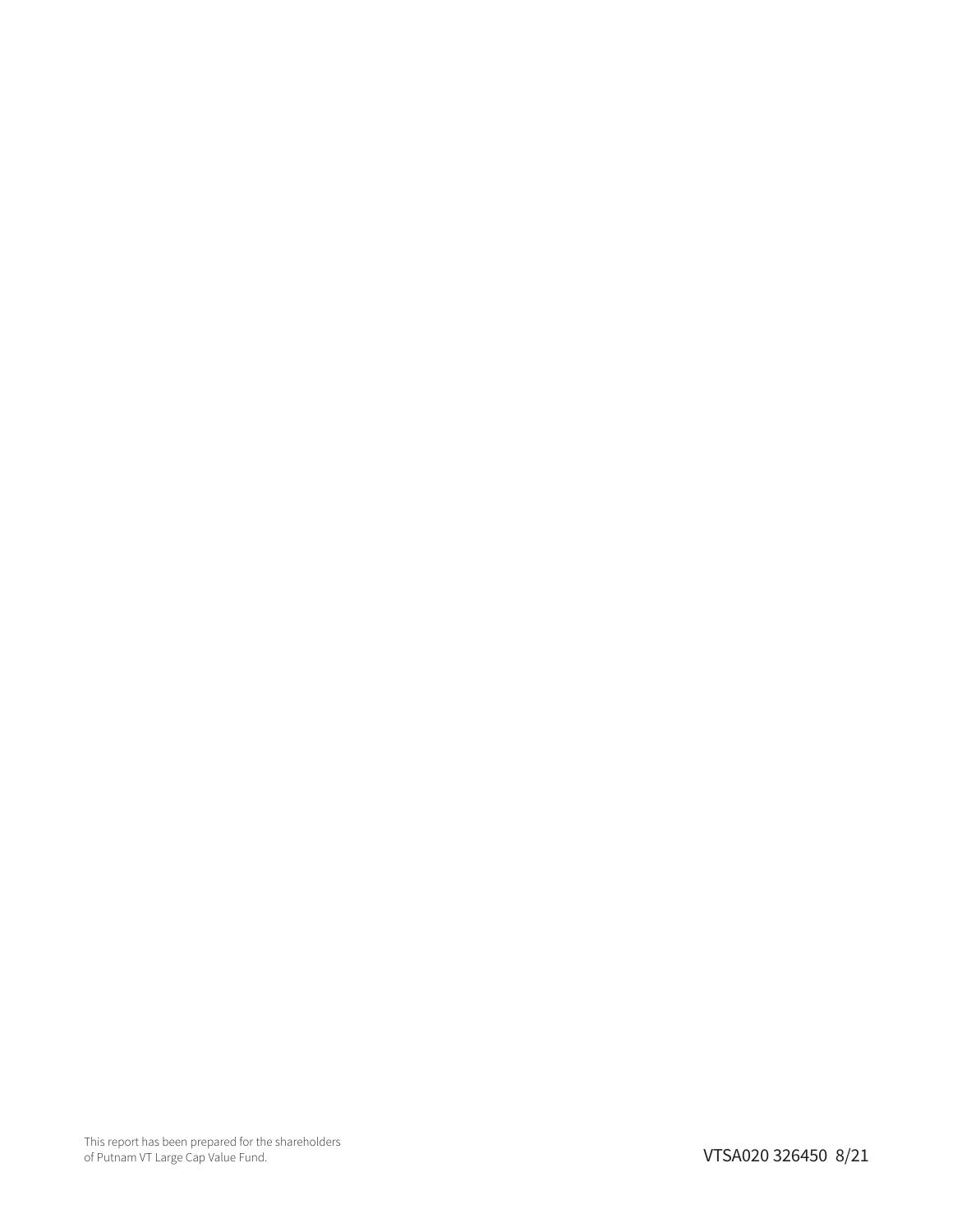This report has been prepared for the shareholders
of Putnam VT Large Cap Value Fund.

VTSA020 326450 8/21